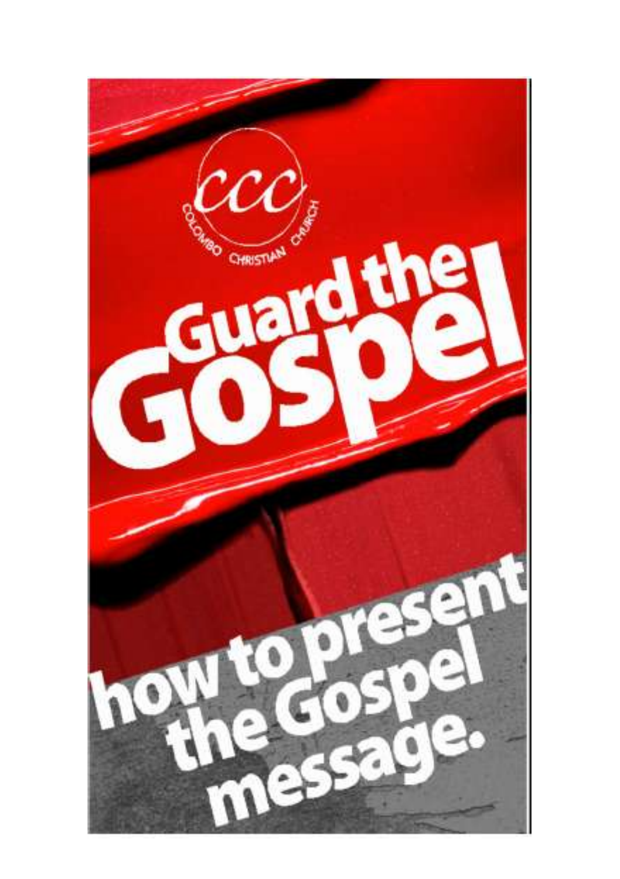CCC

COLOMBO CHRISTIAN CHURCH

# Guard the Gospel

## how to present the Gospel message.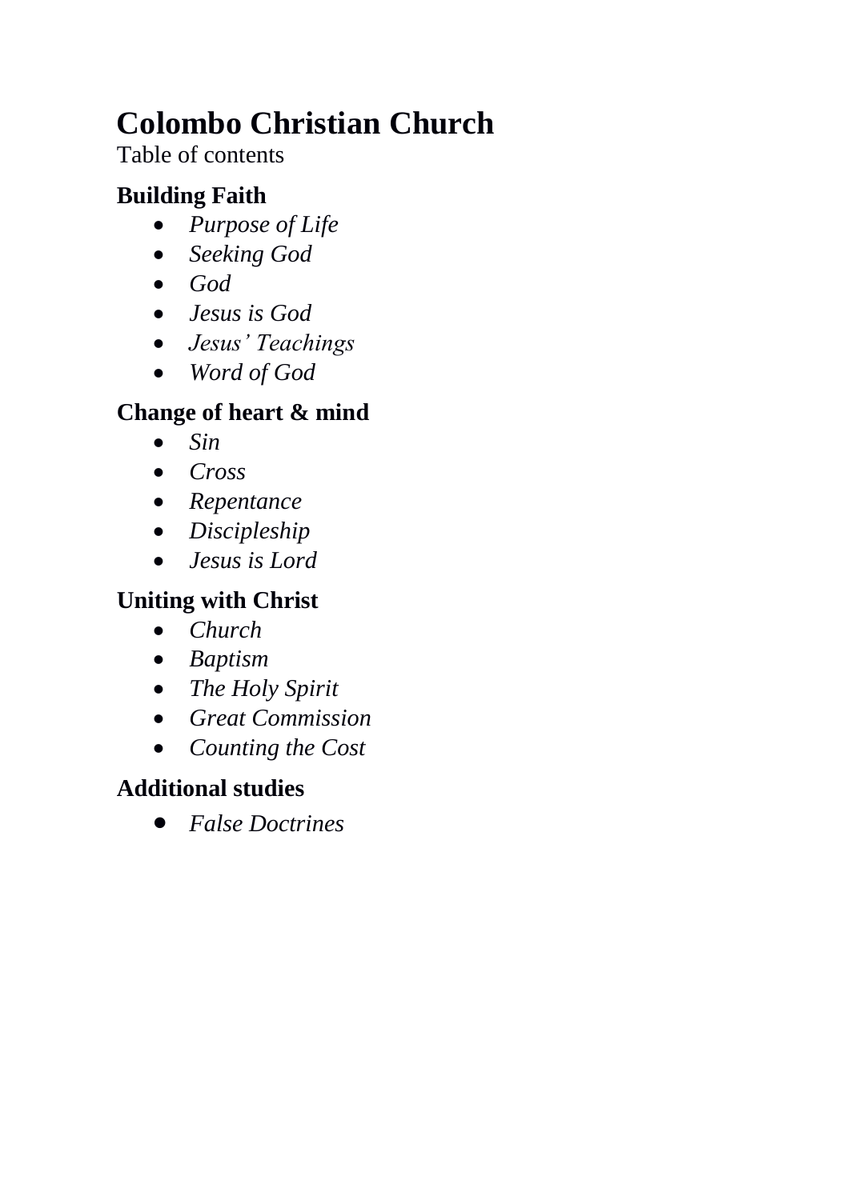# Colombo Christian Church

Table of contents

### Building Faith

- *Purpose of Life*
- *Seeking God*
- *God*
- *Jesus is God*
- *Jesus' Teachings*
- *Word of God*

### Change of heart & mind

- *Sin*
- *Cross*
- *Repentance*
- *Discipleship*
- *Jesus is Lord*

### Uniting with Christ

- *Church*
- *Baptism*
- *The Holy Spirit*
- *Great Commission*
- *Counting the Cost*

### Additional studies

- *False Doctrines*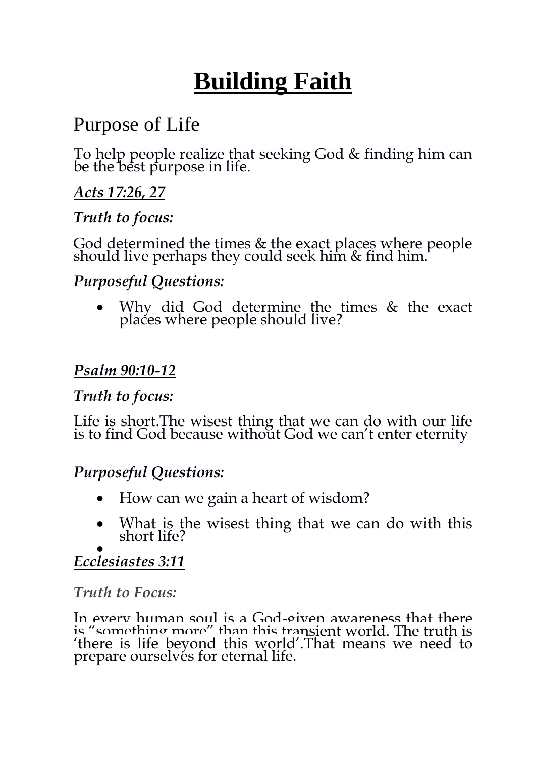# **Building Faith**

## Purpose of Life

To help people realize that seeking God & finding him can be the best purpose in life.

***Acts 17:26, 27***

***Truth to focus:***

God determined the times & the exact places where people should live perhaps they could seek him & find him.

***Purposeful Questions:***

- Why did God determine the times & the exact places where people should live?

***Psalm 90:10-12***

***Truth to focus:***

Life is short.The wisest thing that we can do with our life is to find God because without God we can't enter eternity

***Purposeful Questions:***

- How can we gain a heart of wisdom?
- What is the wisest thing that we can do with this short life?
- 

***Ecclesiastes 3:11***

***Truth to Focus:***

In every human soul is a God-given awareness that there is "something more" than this transient world. The truth is 'there is life beyond this world'.That means we need to prepare ourselves for eternal life.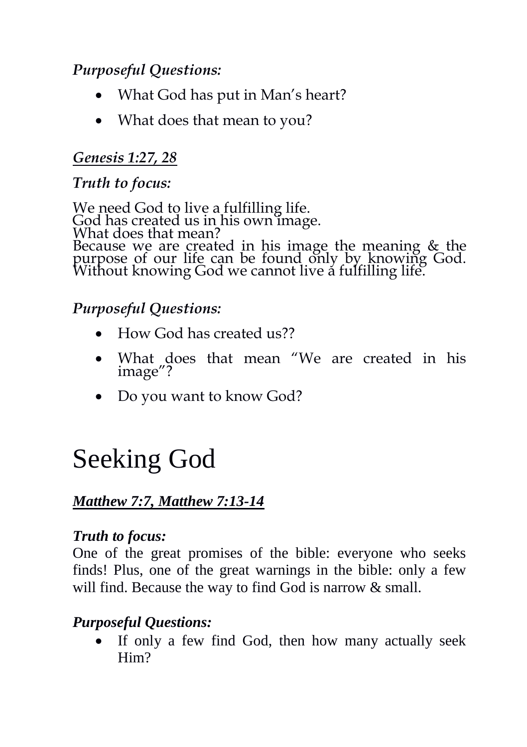*Purposeful Questions:*

- What God has put in Man's heart?
- What does that mean to you?

***<u>Genesis 1:27, 28</u>***

*Truth to focus:*

We need God to live a fulfilling life.
God has created us in his own image.
What does that mean?
Because we are created in his image the meaning & the purpose of our life can be found only by knowing God. Without knowing God we cannot live a fulfilling life.

*Purposeful Questions:*

- How God has created us??
- What does that mean "We are created in his image"?
- Do you want to know God?

# Seeking God

***<u>Matthew 7:7, Matthew 7:13-14</u>***

***Truth to focus:***

One of the great promises of the bible: everyone who seeks finds! Plus, one of the great warnings in the bible: only a few will find. Because the way to find God is narrow & small.

***Purposeful Questions:***

- If only a few find God, then how many actually seek Him?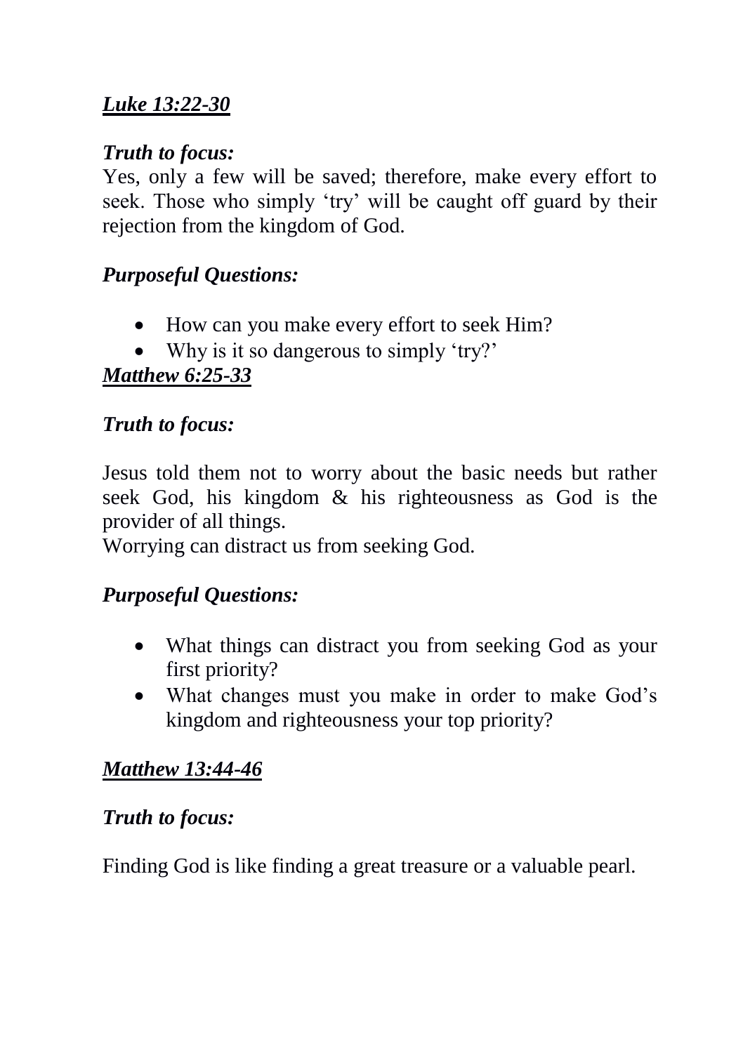***Luke 13:22-30***

***Truth to focus:***

Yes, only a few will be saved; therefore, make every effort to seek. Those who simply 'try' will be caught off guard by their rejection from the kingdom of God.

***Purposeful Questions:***

- How can you make every effort to seek Him?
- Why is it so dangerous to simply 'try?'

***Matthew 6:25-33***

***Truth to focus:***

Jesus told them not to worry about the basic needs but rather seek God, his kingdom & his righteousness as God is the provider of all things.

Worrying can distract us from seeking God.

***Purposeful Questions:***

- What things can distract you from seeking God as your first priority?
- What changes must you make in order to make God's kingdom and righteousness your top priority?

***Matthew 13:44-46***

***Truth to focus:***

Finding God is like finding a great treasure or a valuable pearl.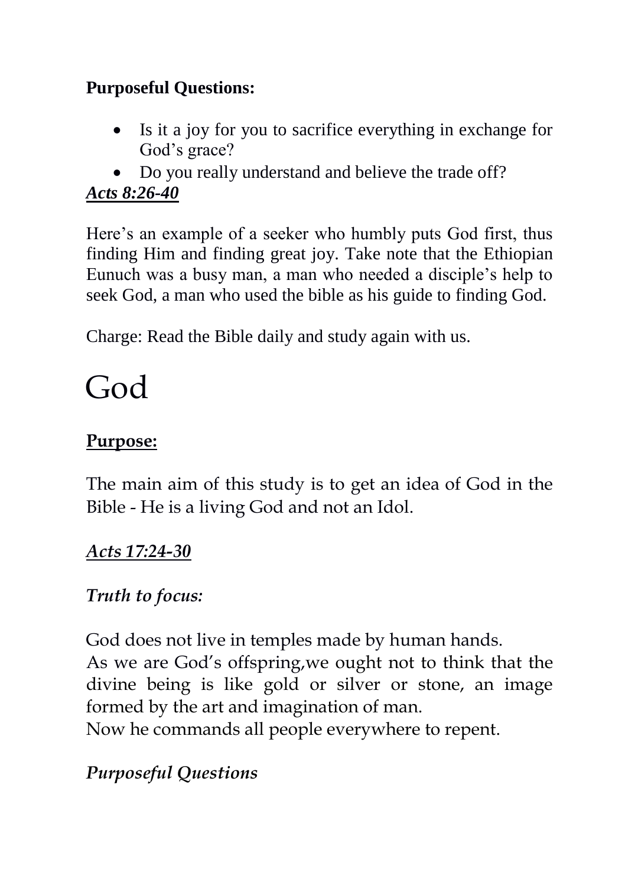**Purposeful Questions:**

- Is it a joy for you to sacrifice everything in exchange for God's grace?
- Do you really understand and believe the trade off?

***Acts 8:26-40***

Here's an example of a seeker who humbly puts God first, thus finding Him and finding great joy. Take note that the Ethiopian Eunuch was a busy man, a man who needed a disciple's help to seek God, a man who used the bible as his guide to finding God.

Charge: Read the Bible daily and study again with us.

# God

**Purpose:**

The main aim of this study is to get an idea of God in the Bible - He is a living God and not an Idol.

***Acts 17:24-30***

*Truth to focus:*

God does not live in temples made by human hands.
As we are God's offspring,we ought not to think that the divine being is like gold or silver or stone, an image formed by the art and imagination of man.
Now he commands all people everywhere to repent.

*Purposeful Questions*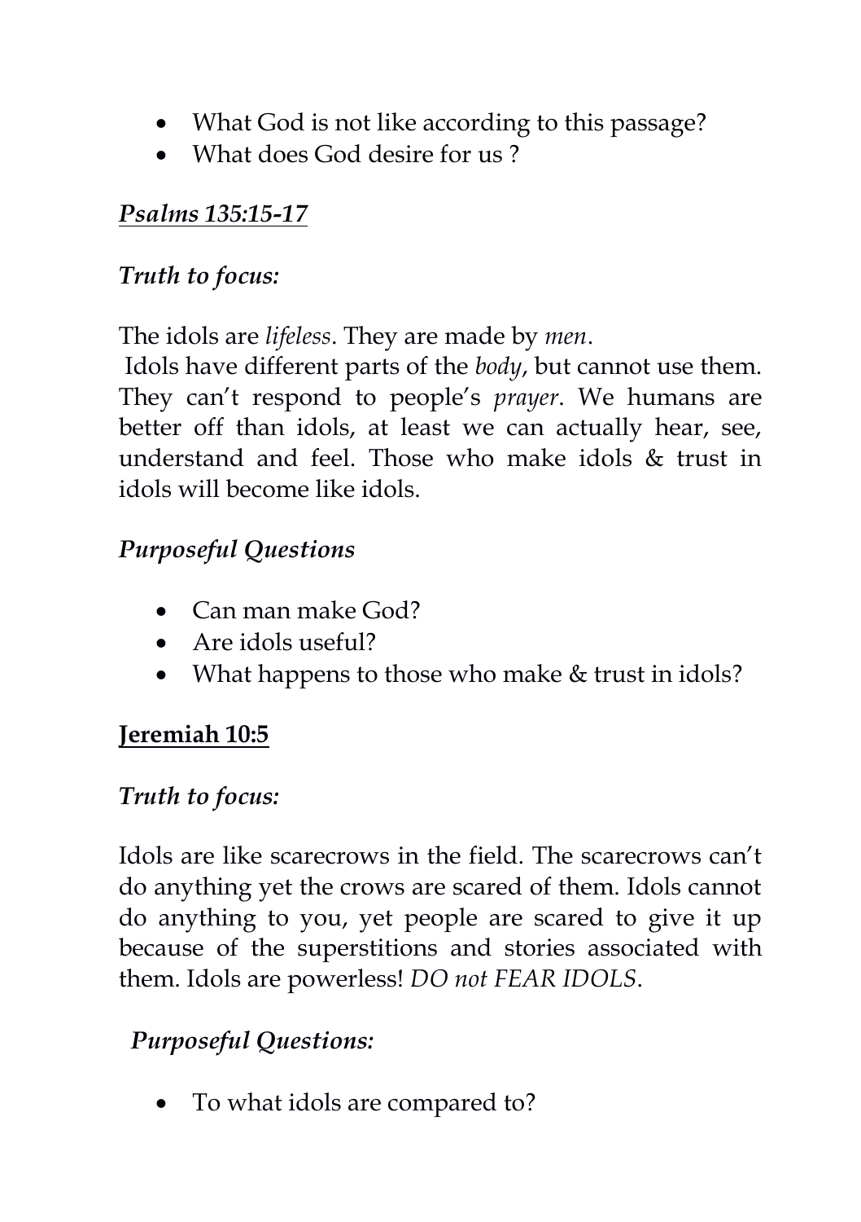- What God is not like according to this passage?
- What does God desire for us ?

***<u>Psalms 135:15-17</u>***

***Truth to focus:***

The idols are *lifeless*. They are made by *men*.
Idols have different parts of the *body*, but cannot use them. They can't respond to people's *prayer*. We humans are better off than idols, at least we can actually hear, see, understand and feel. Those who make idols & trust in idols will become like idols.

***Purposeful Questions***

- Can man make God?
- Are idols useful?
- What happens to those who make & trust in idols?

**<u>Jeremiah 10:5</u>**

***Truth to focus:***

Idols are like scarecrows in the field. The scarecrows can't do anything yet the crows are scared of them. Idols cannot do anything to you, yet people are scared to give it up because of the superstitions and stories associated with them. Idols are powerless! *DO not FEAR IDOLS*.

***Purposeful Questions:***

- To what idols are compared to?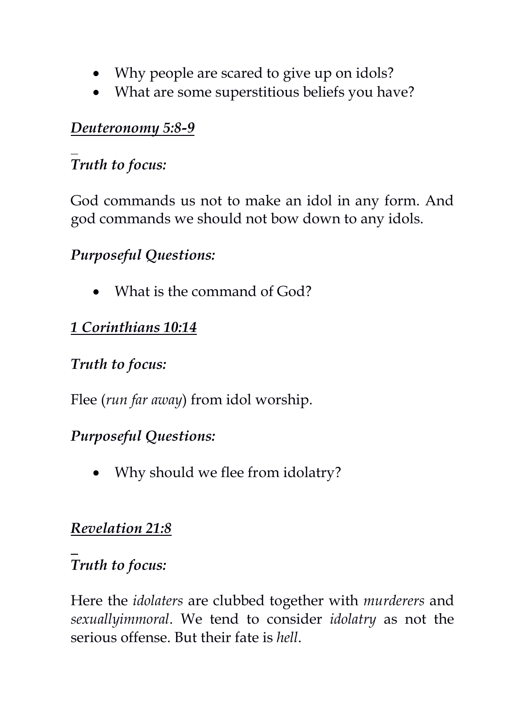- Why people are scared to give up on idols?
- What are some superstitious beliefs you have?

***<u>Deuteronomy 5:8-9</u>***

***Truth to focus:***

God commands us not to make an idol in any form. And god commands we should not bow down to any idols.

***Purposeful Questions:***

- What is the command of God?

***<u>1 Corinthians 10:14</u>***

***Truth to focus:***

Flee (*run far away*) from idol worship.

***Purposeful Questions:***

- Why should we flee from idolatry?

***<u>Revelation 21:8</u>***

***Truth to focus:***

Here the *idolaters* are clubbed together with *murderers* and *sexuallyimmoral*. We tend to consider *idolatry* as not the serious offense. But their fate is *hell*.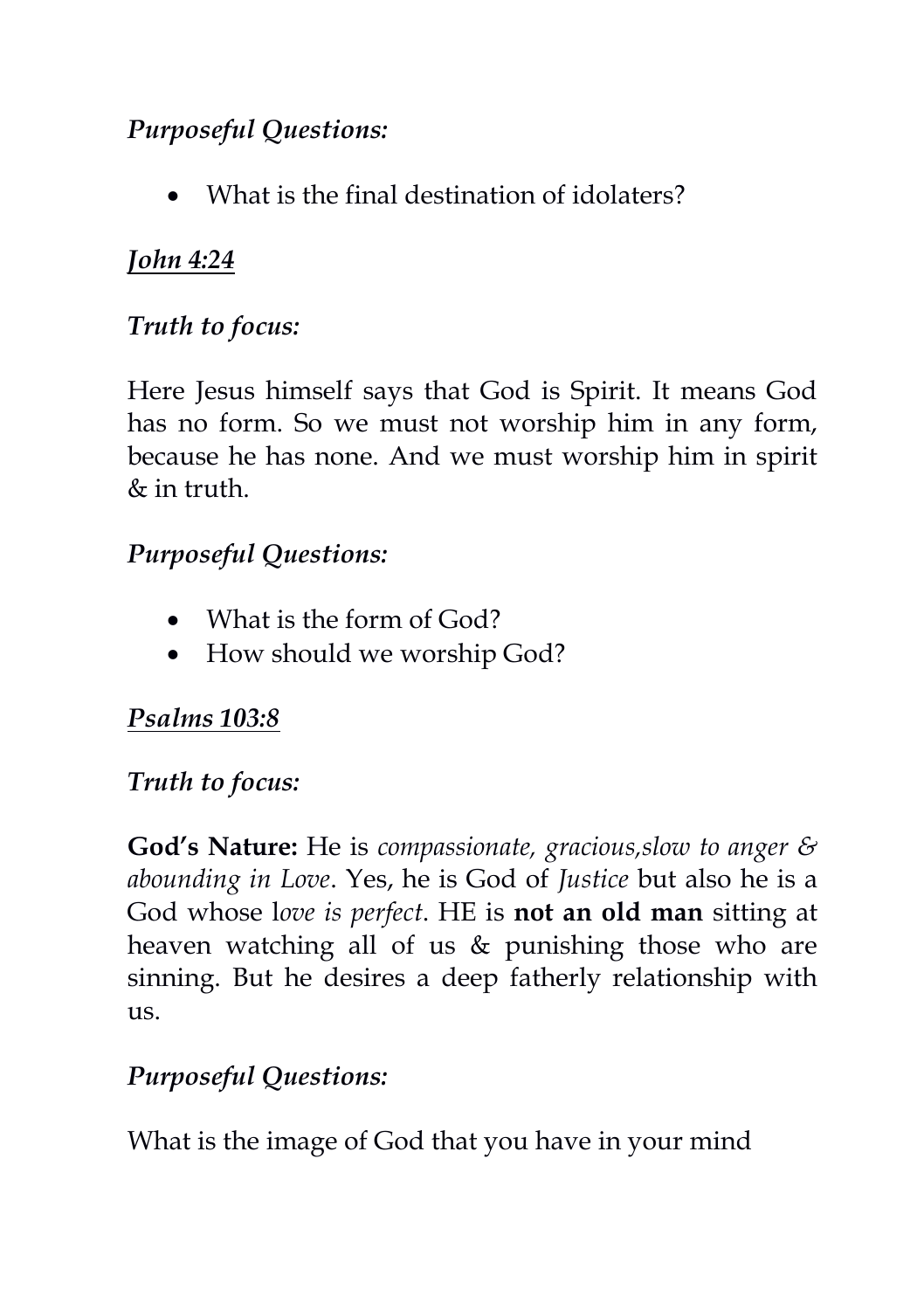*Purposeful Questions:*

- What is the final destination of idolaters?

***John 4:24***

*Truth to focus:*

Here Jesus himself says that God is Spirit. It means God has no form. So we must not worship him in any form, because he has none. And we must worship him in spirit & in truth.

*Purposeful Questions:*

- What is the form of God?
- How should we worship God?

***Psalms 103:8***

*Truth to focus:*

**God's Nature:** He is *compassionate, gracious,slow to anger & abounding in Love*. Yes, he is God of *Justice* but also he is a God whose l*ove is perfect*. HE is **not an old man** sitting at heaven watching all of us & punishing those who are sinning. But he desires a deep fatherly relationship with us.

*Purposeful Questions:*

What is the image of God that you have in your mind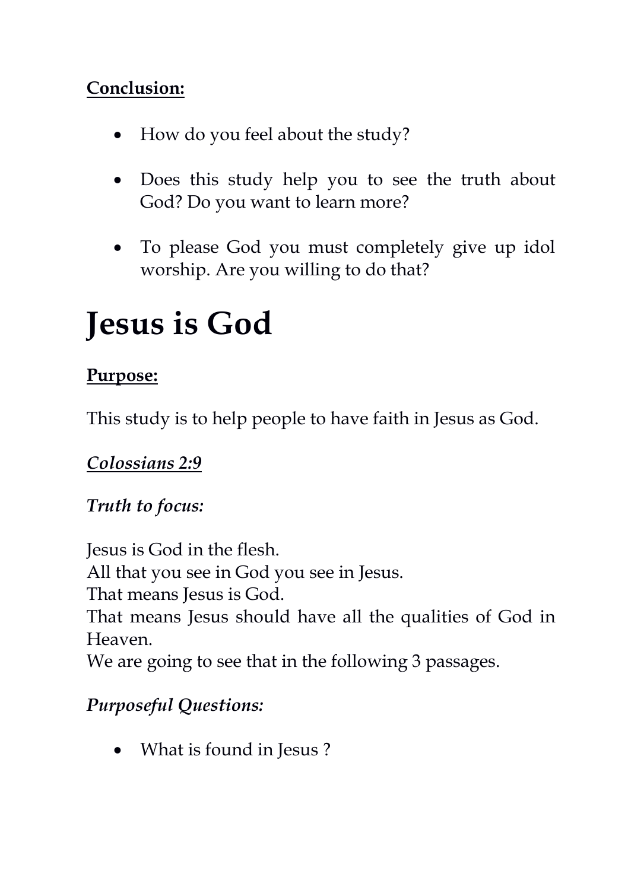**Conclusion:**

- How do you feel about the study?
- Does this study help you to see the truth about God? Do you want to learn more?
- To please God you must completely give up idol worship. Are you willing to do that?

# Jesus is God

**Purpose:**

This study is to help people to have faith in Jesus as God.

***Colossians 2:9***

***Truth to focus:***

Jesus is God in the flesh.
All that you see in God you see in Jesus.
That means Jesus is God.
That means Jesus should have all the qualities of God in Heaven.
We are going to see that in the following 3 passages.

***Purposeful Questions:***

- What is found in Jesus ?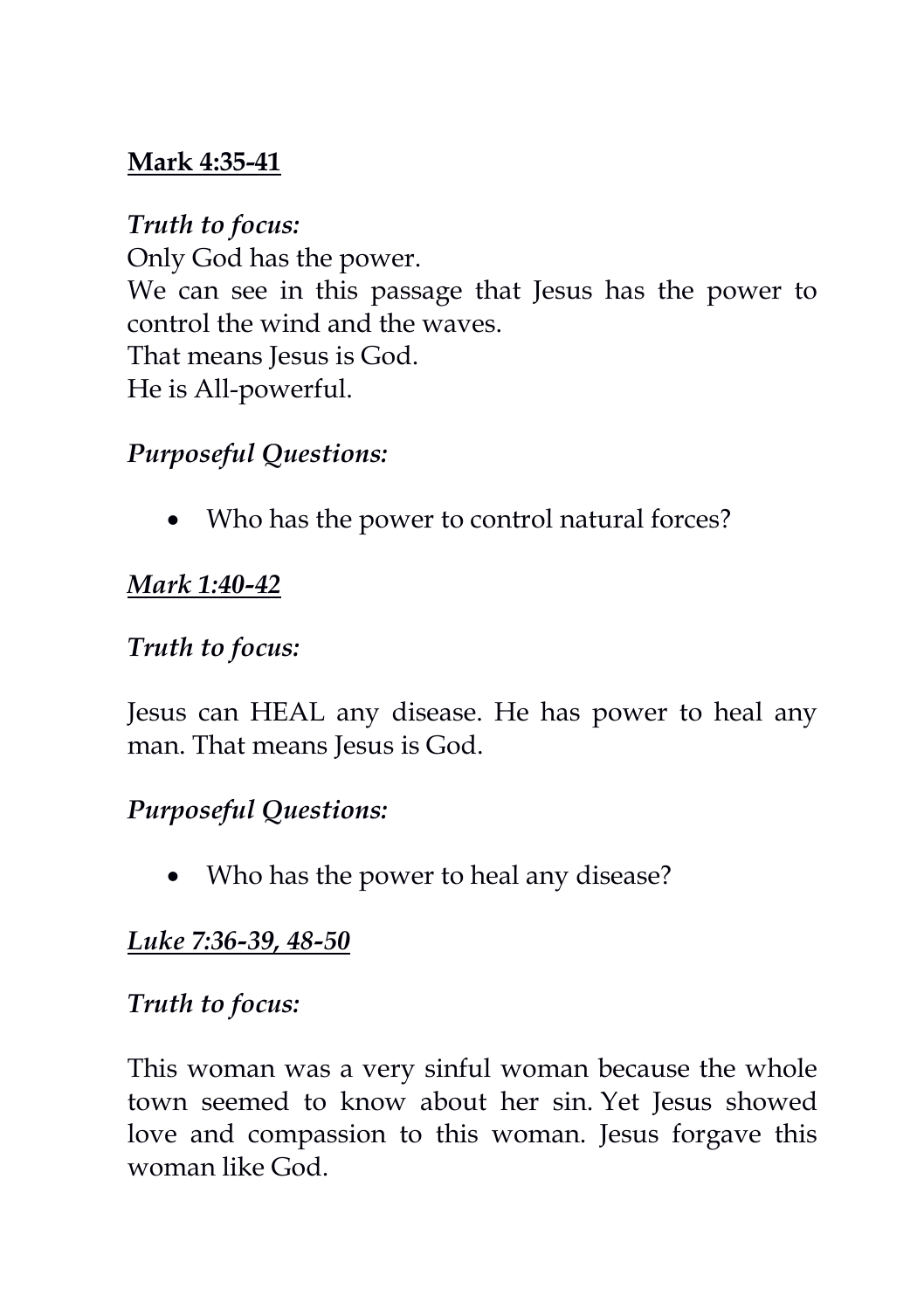**<u>Mark 4:35-41</u>**

***Truth to focus:***

Only God has the power.
We can see in this passage that Jesus has the power to control the wind and the waves.
That means Jesus is God.
He is All-powerful.

***Purposeful Questions:***

- Who has the power to control natural forces?

***<u>Mark 1:40-42</u>***

***Truth to focus:***

Jesus can HEAL any disease. He has power to heal any man. That means Jesus is God.

***Purposeful Questions:***

- Who has the power to heal any disease?

***<u>Luke 7:36-39, 48-50</u>***

***Truth to focus:***

This woman was a very sinful woman because the whole town seemed to know about her sin. Yet Jesus showed love and compassion to this woman. Jesus forgave this woman like God.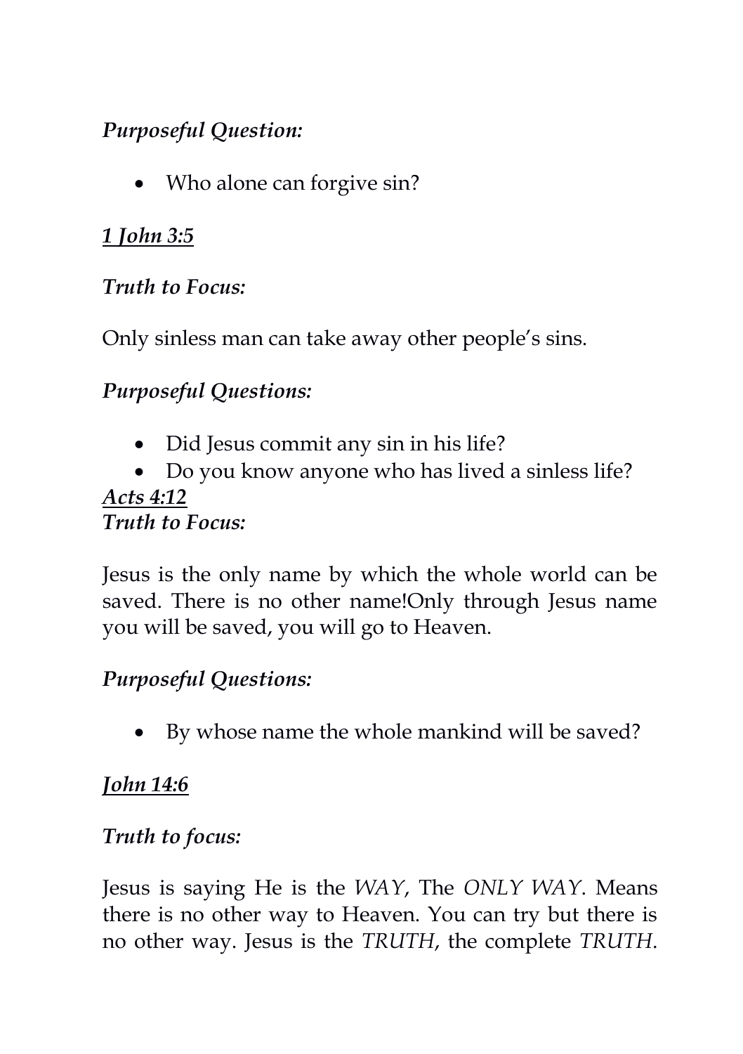*Purposeful Question:*

- Who alone can forgive sin?

***<u>1 John 3:5</u>***

*Truth to Focus:*

Only sinless man can take away other people's sins.

*Purposeful Questions:*

- Did Jesus commit any sin in his life?
- Do you know anyone who has lived a sinless life?

***<u>Acts 4:12</u>***

*Truth to Focus:*

Jesus is the only name by which the whole world can be saved. There is no other name!Only through Jesus name you will be saved, you will go to Heaven.

*Purposeful Questions:*

- By whose name the whole mankind will be saved?

***<u>John 14:6</u>***

*Truth to focus:*

Jesus is saying He is the *WAY*, The *ONLY WAY*. Means there is no other way to Heaven. You can try but there is no other way. Jesus is the *TRUTH*, the complete *TRUTH*.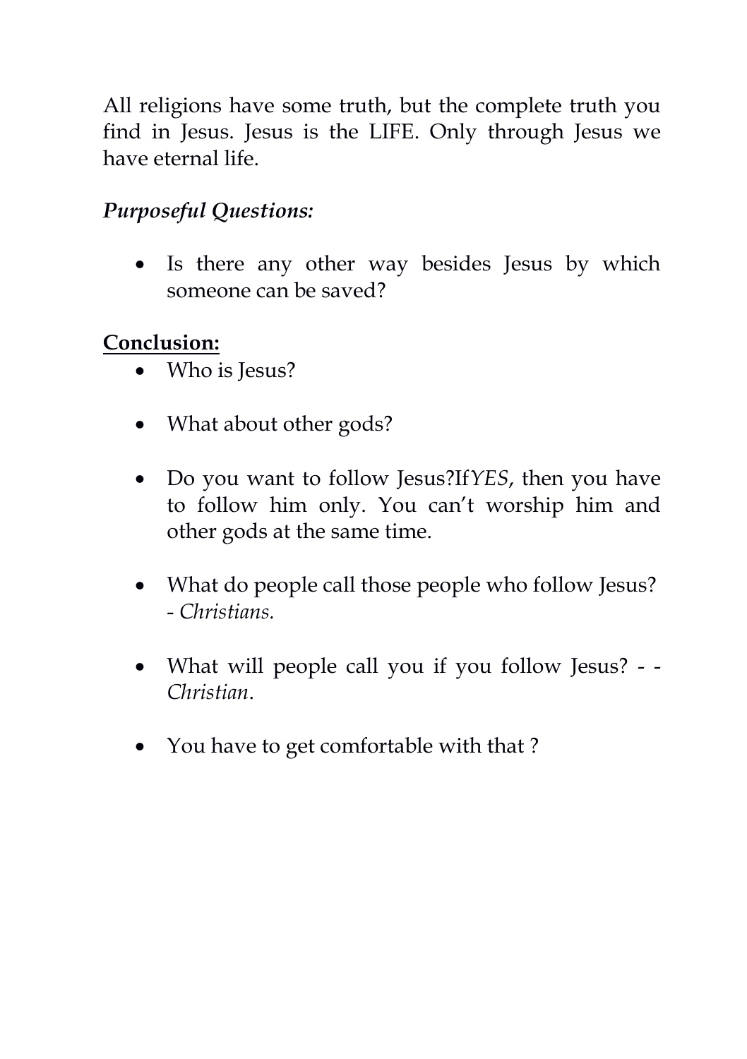All religions have some truth, but the complete truth you find in Jesus. Jesus is the LIFE. Only through Jesus we have eternal life.

*Purposeful Questions:*

- Is there any other way besides Jesus by which someone can be saved?

**Conclusion:**

- Who is Jesus?
- What about other gods?
- Do you want to follow Jesus?If*YES*, then you have to follow him only. You can't worship him and other gods at the same time.
- What do people call those people who follow Jesus? - *Christians.*
- What will people call you if you follow Jesus? - - *Christian*.
- You have to get comfortable with that ?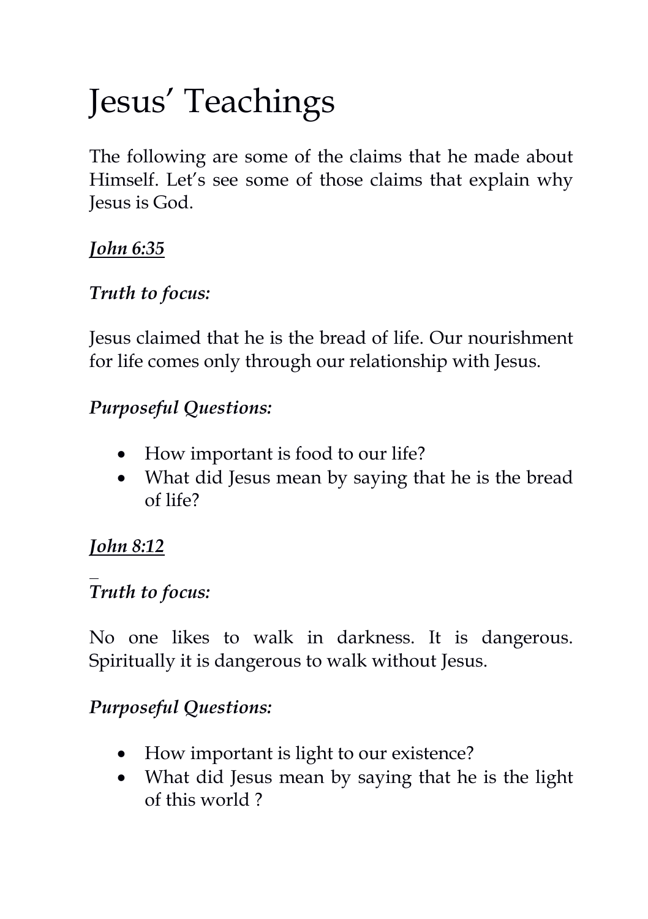# Jesus' Teachings

The following are some of the claims that he made about Himself. Let's see some of those claims that explain why Jesus is God.

***<u>John 6:35</u>***

***Truth to focus:***

Jesus claimed that he is the bread of life. Our nourishment for life comes only through our relationship with Jesus.

***Purposeful Questions:***

- How important is food to our life?
- What did Jesus mean by saying that he is the bread of life?

***<u>John 8:12</u>***

***Truth to focus:***

No one likes to walk in darkness. It is dangerous. Spiritually it is dangerous to walk without Jesus.

***Purposeful Questions:***

- How important is light to our existence?
- What did Jesus mean by saying that he is the light of this world ?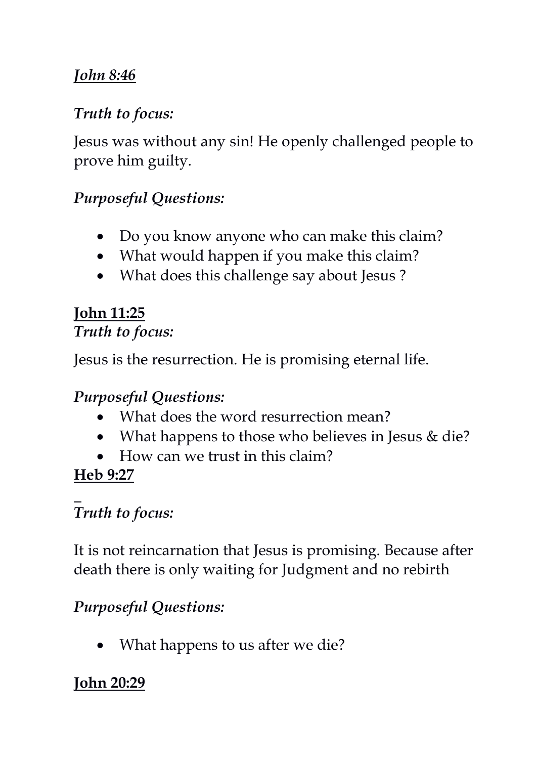***John 8:46***

***Truth to focus:***

Jesus was without any sin! He openly challenged people to prove him guilty.

***Purposeful Questions:***

- Do you know anyone who can make this claim?
- What would happen if you make this claim?
- What does this challenge say about Jesus ?

**John 11:25**

***Truth to focus:***

Jesus is the resurrection. He is promising eternal life.

***Purposeful Questions:***

- What does the word resurrection mean?
- What happens to those who believes in Jesus & die?
- How can we trust in this claim?

**Heb 9:27**

***Truth to focus:***

It is not reincarnation that Jesus is promising. Because after death there is only waiting for Judgment and no rebirth

***Purposeful Questions:***

- What happens to us after we die?

**John 20:29**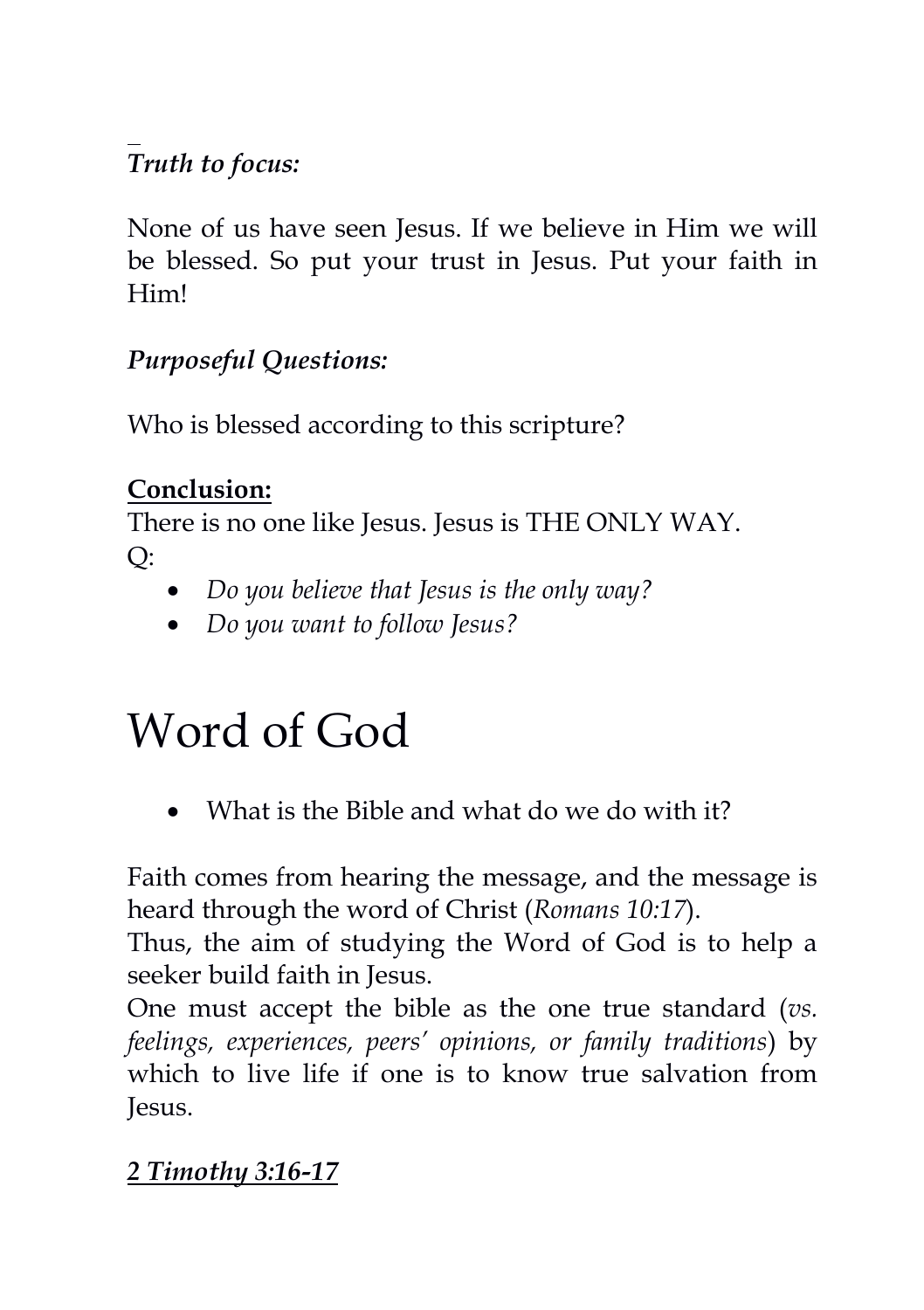*Truth to focus:*

None of us have seen Jesus. If we believe in Him we will be blessed. So put your trust in Jesus. Put your faith in Him!

*Purposeful Questions:*

Who is blessed according to this scripture?

**Conclusion:**

There is no one like Jesus. Jesus is THE ONLY WAY.

Q:

- *Do you believe that Jesus is the only way?*
- *Do you want to follow Jesus?*

# Word of God

- What is the Bible and what do we do with it?

Faith comes from hearing the message, and the message is heard through the word of Christ (*Romans 10:17*).

Thus, the aim of studying the Word of God is to help a seeker build faith in Jesus.

One must accept the bible as the one true standard (*vs. feelings, experiences, peers' opinions, or family traditions*) by which to live life if one is to know true salvation from Jesus.

***2 Timothy 3:16-17***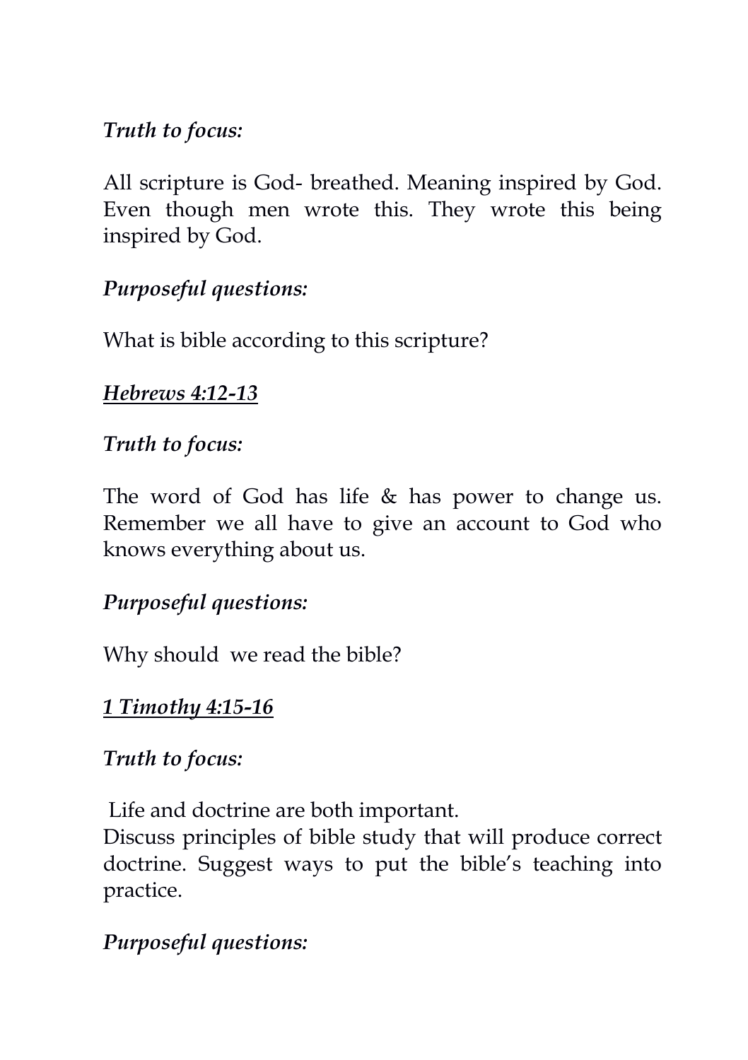*Truth to focus:*

All scripture is God- breathed. Meaning inspired by God. Even though men wrote this. They wrote this being inspired by God.

*Purposeful questions:*

What is bible according to this scripture?

***<u>Hebrews 4:12-13</u>***

*Truth to focus:*

The word of God has life & has power to change us. Remember we all have to give an account to God who knows everything about us.

*Purposeful questions:*

Why should we read the bible?

***<u>1 Timothy 4:15-16</u>***

*Truth to focus:*

Life and doctrine are both important.
Discuss principles of bible study that will produce correct doctrine. Suggest ways to put the bible's teaching into practice.

*Purposeful questions:*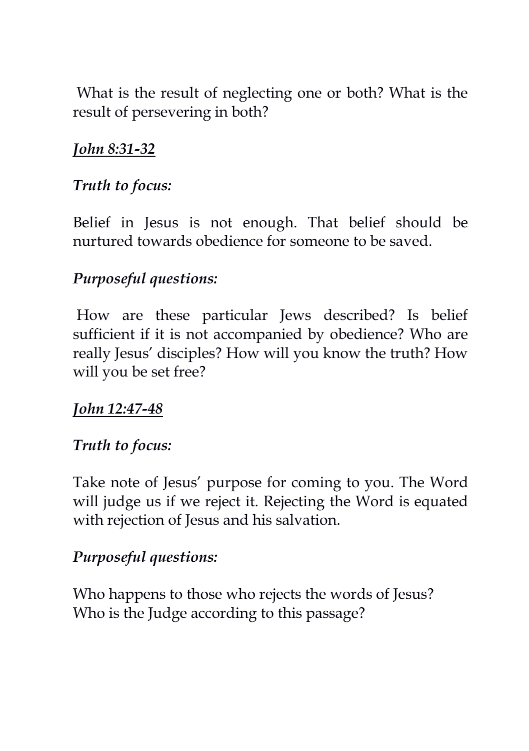What is the result of neglecting one or both? What is the result of persevering in both?

***John 8:31-32***

*Truth to focus:*

Belief in Jesus is not enough. That belief should be nurtured towards obedience for someone to be saved.

*Purposeful questions:*

How are these particular Jews described? Is belief sufficient if it is not accompanied by obedience? Who are really Jesus' disciples? How will you know the truth? How will you be set free?

***John 12:47-48***

*Truth to focus:*

Take note of Jesus' purpose for coming to you. The Word will judge us if we reject it. Rejecting the Word is equated with rejection of Jesus and his salvation.

*Purposeful questions:*

Who happens to those who rejects the words of Jesus?
Who is the Judge according to this passage?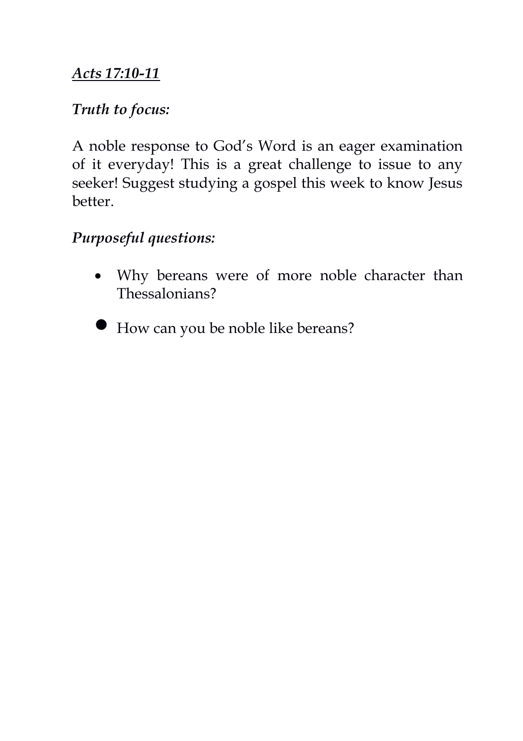***<u>Acts 17:10-11</u>***

***Truth to focus:***

A noble response to God's Word is an eager examination of it everyday! This is a great challenge to issue to any seeker! Suggest studying a gospel this week to know Jesus better.

***Purposeful questions:***

- Why bereans were of more noble character than Thessalonians?
- How can you be noble like bereans?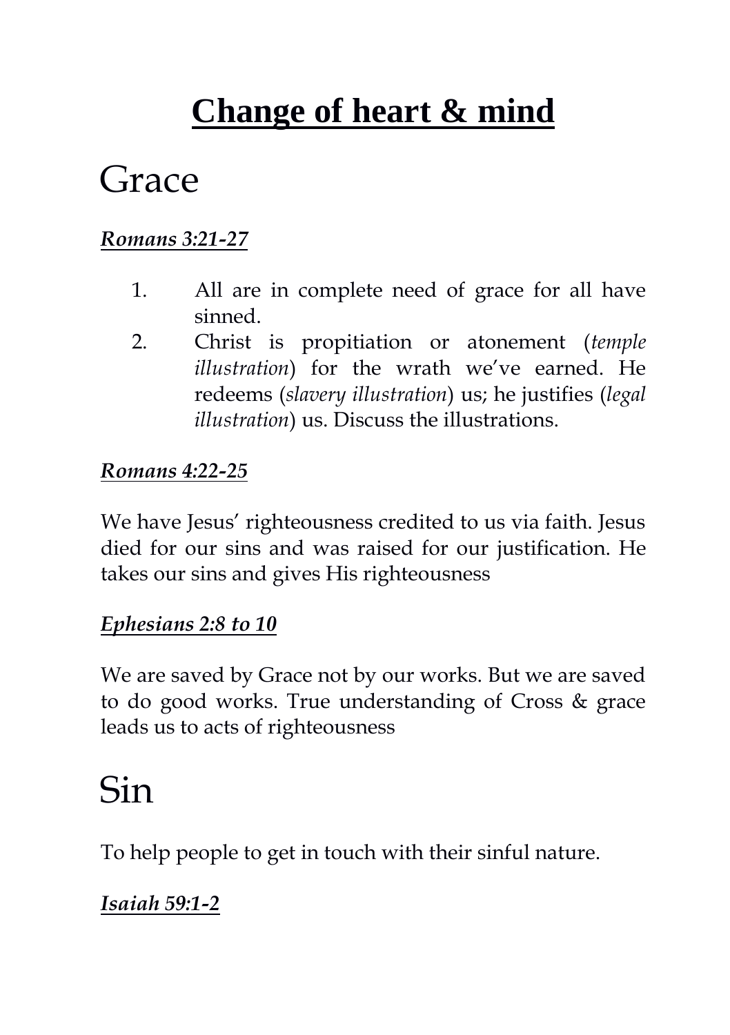# **Change of heart & mind**

## Grace

***Romans 3:21-27***

1. All are in complete need of grace for all have sinned.
2. Christ is propitiation or atonement (*temple illustration*) for the wrath we've earned. He redeems (*slavery illustration*) us; he justifies (*legal illustration*) us. Discuss the illustrations.

***Romans 4:22-25***

We have Jesus' righteousness credited to us via faith. Jesus died for our sins and was raised for our justification. He takes our sins and gives His righteousness

***Ephesians 2:8 to 10***

We are saved by Grace not by our works. But we are saved to do good works. True understanding of Cross & grace leads us to acts of righteousness

## Sin

To help people to get in touch with their sinful nature.

***Isaiah 59:1-2***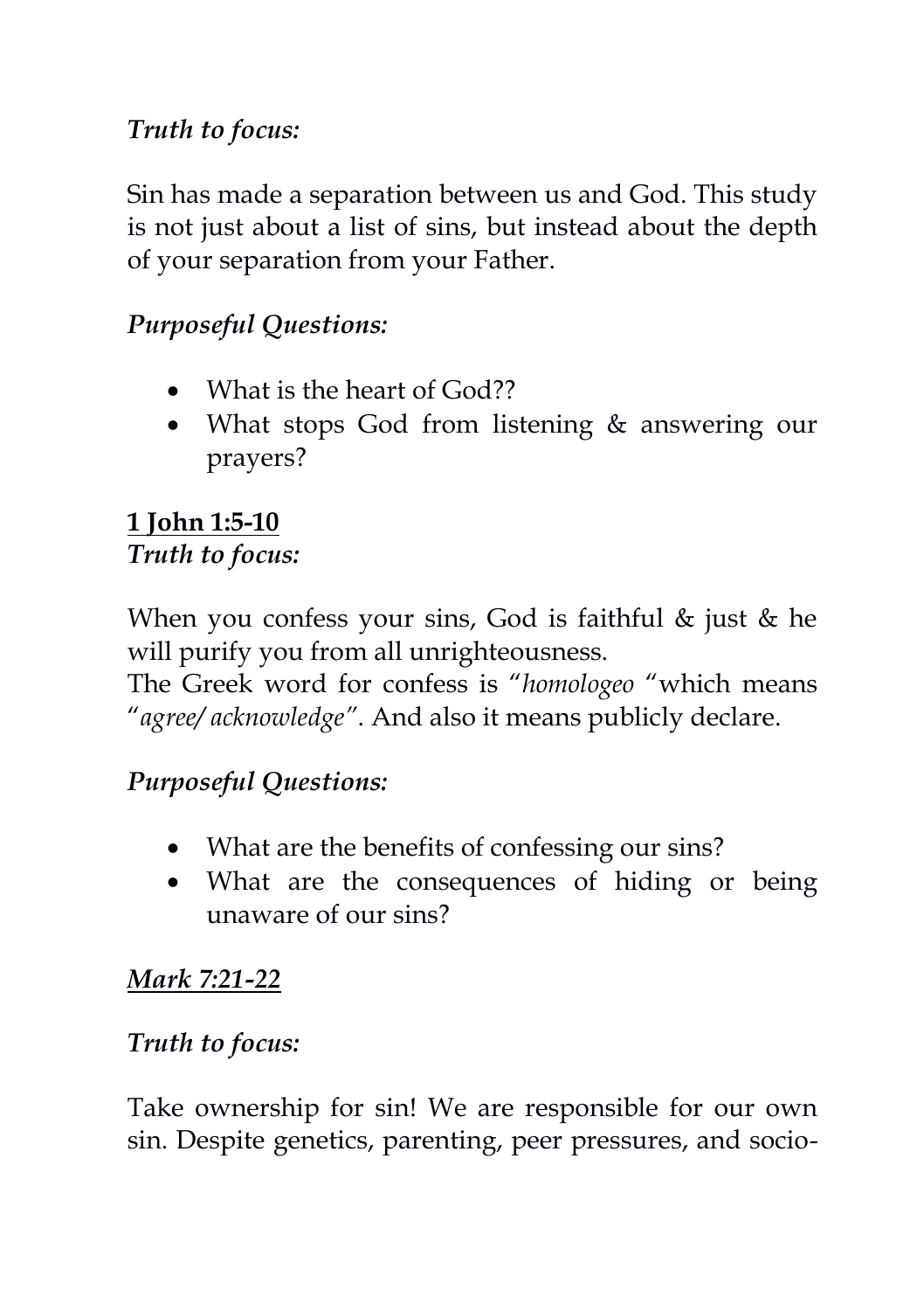*Truth to focus:*

Sin has made a separation between us and God. This study is not just about a list of sins, but instead about the depth of your separation from your Father.

*Purposeful Questions:*

- What is the heart of God??
- What stops God from listening & answering our prayers?

**1 John 1:5-10**
*Truth to focus:*

When you confess your sins, God is faithful & just & he will purify you from all unrighteousness.
The Greek word for confess is "*homologeo* "which means "*agree/ acknowledge*". And also it means publicly declare.

*Purposeful Questions:*

- What are the benefits of confessing our sins?
- What are the consequences of hiding or being unaware of our sins?

***Mark 7:21-22***

*Truth to focus:*

Take ownership for sin! We are responsible for our own sin. Despite genetics, parenting, peer pressures, and socio-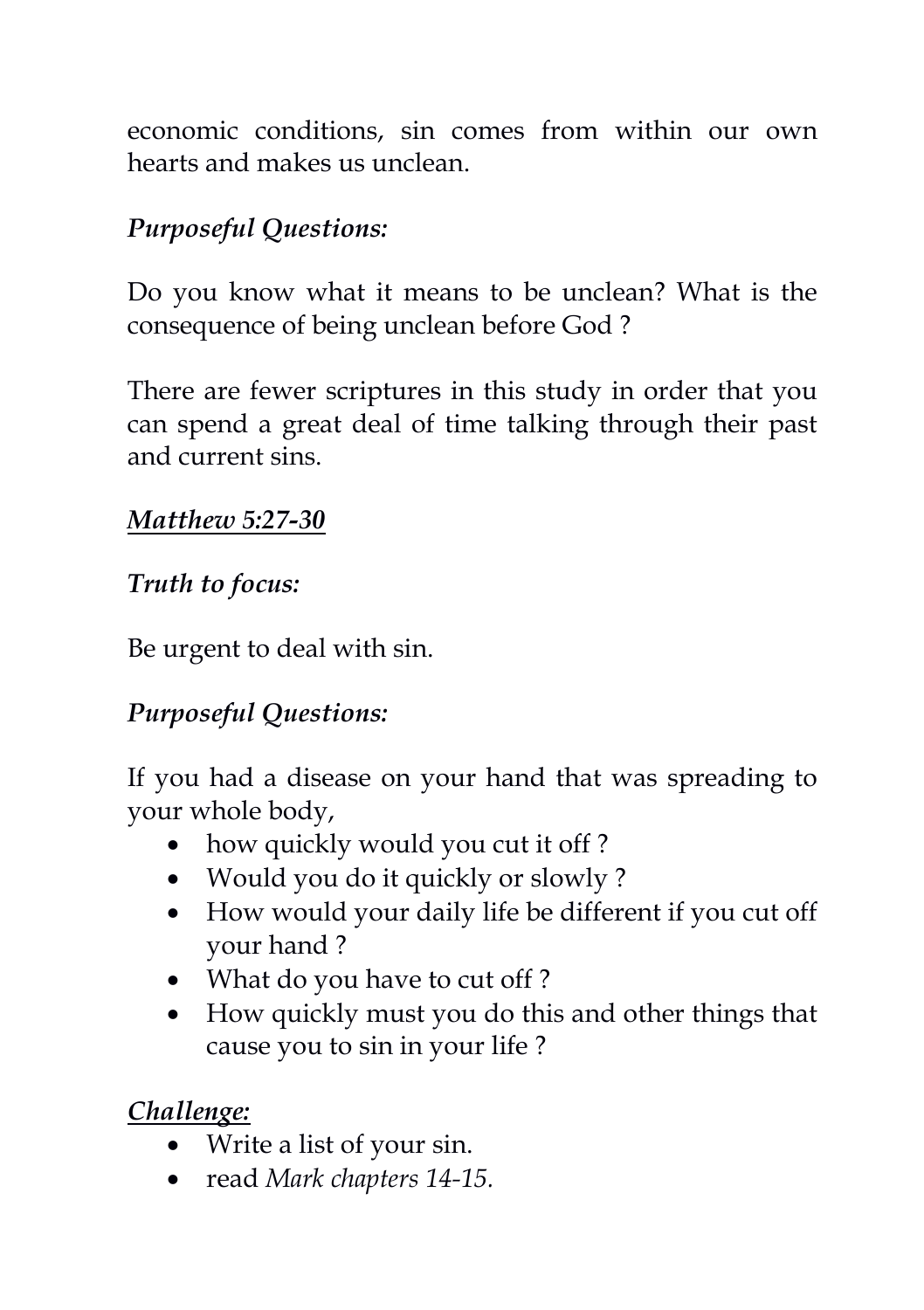economic conditions, sin comes from within our own hearts and makes us unclean.

*Purposeful Questions:*

Do you know what it means to be unclean? What is the consequence of being unclean before God ?

There are fewer scriptures in this study in order that you can spend a great deal of time talking through their past and current sins.

***<u>Matthew 5:27-30</u>***

*Truth to focus:*

Be urgent to deal with sin.

*Purposeful Questions:*

If you had a disease on your hand that was spreading to your whole body,

- how quickly would you cut it off ?
- Would you do it quickly or slowly ?
- How would your daily life be different if you cut off your hand ?
- What do you have to cut off ?
- How quickly must you do this and other things that cause you to sin in your life ?

***<u>Challenge:</u>***

- Write a list of your sin.
- read *Mark chapters 14-15.*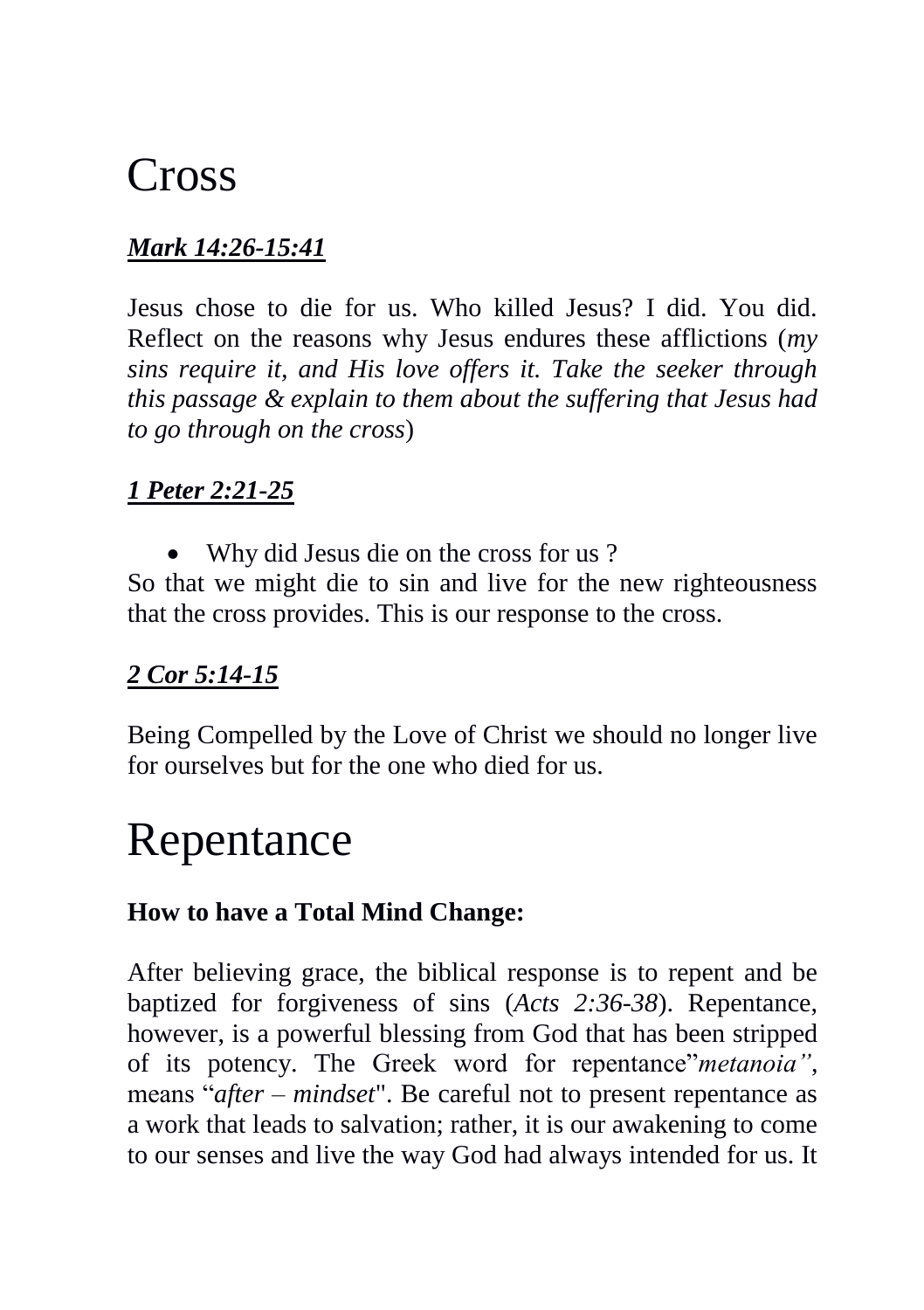# Cross

***<u>Mark 14:26-15:41</u>***

Jesus chose to die for us. Who killed Jesus? I did. You did. Reflect on the reasons why Jesus endures these afflictions (*my sins require it, and His love offers it. Take the seeker through this passage & explain to them about the suffering that Jesus had to go through on the cross*)

***<u>1 Peter 2:21-25</u>***

- Why did Jesus die on the cross for us ?

So that we might die to sin and live for the new righteousness that the cross provides. This is our response to the cross.

***<u>2 Cor 5:14-15</u>***

Being Compelled by the Love of Christ we should no longer live for ourselves but for the one who died for us.

# Repentance

**How to have a Total Mind Change:**

After believing grace, the biblical response is to repent and be baptized for forgiveness of sins (*Acts 2:36-38*). Repentance, however, is a powerful blessing from God that has been stripped of its potency. The Greek word for repentance"*metanoia"*, means "*after – mindset*". Be careful not to present repentance as a work that leads to salvation; rather, it is our awakening to come to our senses and live the way God had always intended for us. It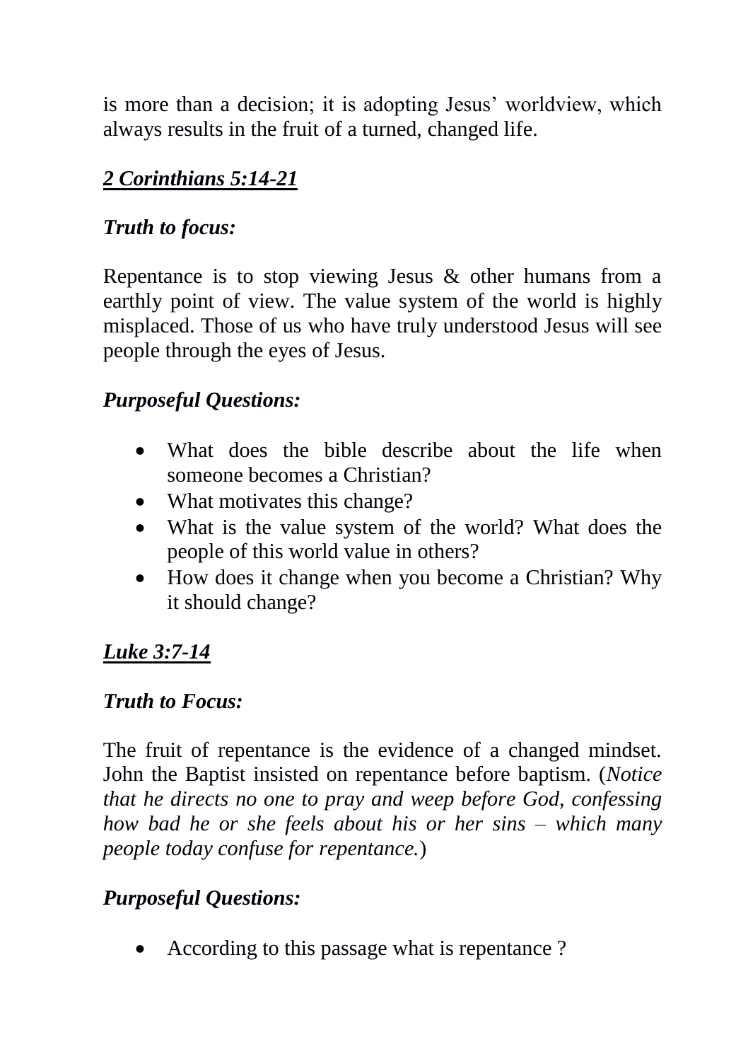is more than a decision; it is adopting Jesus' worldview, which always results in the fruit of a turned, changed life.

## ***2 Corinthians 5:14-21***

### *Truth to focus:*

Repentance is to stop viewing Jesus & other humans from a earthly point of view. The value system of the world is highly misplaced. Those of us who have truly understood Jesus will see people through the eyes of Jesus.

### *Purposeful Questions:*

- What does the bible describe about the life when someone becomes a Christian?
- What motivates this change?
- What is the value system of the world? What does the people of this world value in others?
- How does it change when you become a Christian? Why it should change?

## ***Luke 3:7-14***

### *Truth to Focus:*

The fruit of repentance is the evidence of a changed mindset. John the Baptist insisted on repentance before baptism. (*Notice that he directs no one to pray and weep before God, confessing how bad he or she feels about his or her sins – which many people today confuse for repentance.*)

### *Purposeful Questions:*

- According to this passage what is repentance ?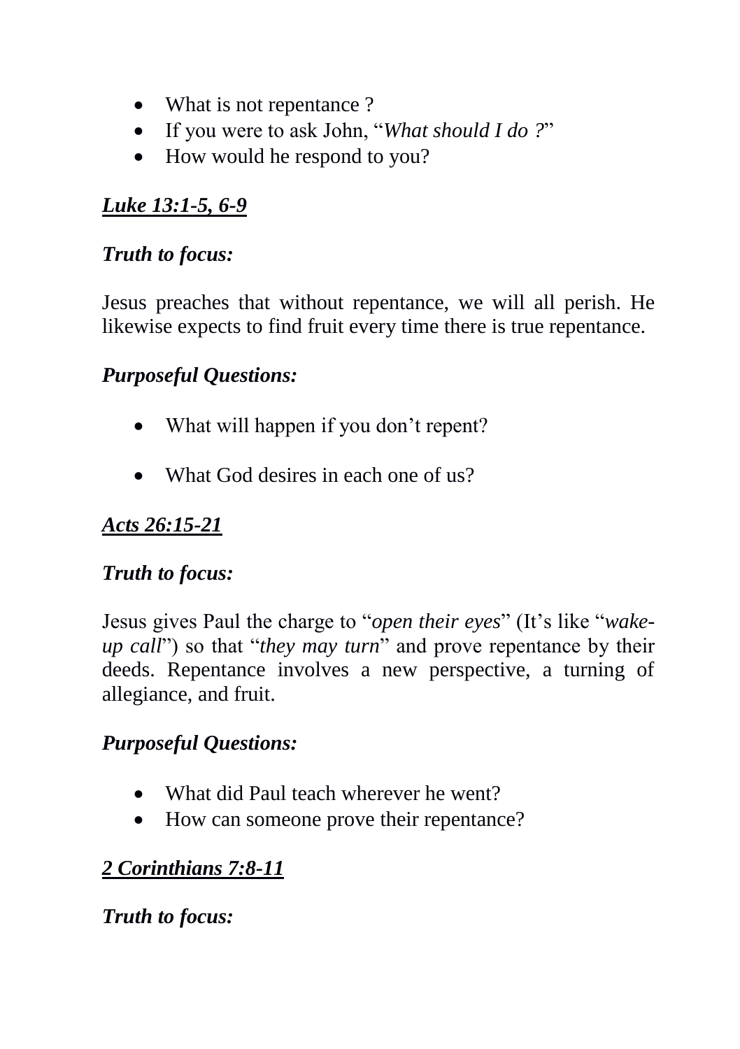- What is not repentance ?
- If you were to ask John, "*What should I do ?*"
- How would he respond to you?

***Luke 13:1-5, 6-9***

***Truth to focus:***

Jesus preaches that without repentance, we will all perish. He likewise expects to find fruit every time there is true repentance.

***Purposeful Questions:***

- What will happen if you don't repent?
- What God desires in each one of us?

***Acts 26:15-21***

***Truth to focus:***

Jesus gives Paul the charge to "*open their eyes*" (It's like "*wake-up call*") so that "*they may turn*" and prove repentance by their deeds. Repentance involves a new perspective, a turning of allegiance, and fruit.

***Purposeful Questions:***

- What did Paul teach wherever he went?
- How can someone prove their repentance?

***2 Corinthians 7:8-11***

***Truth to focus:***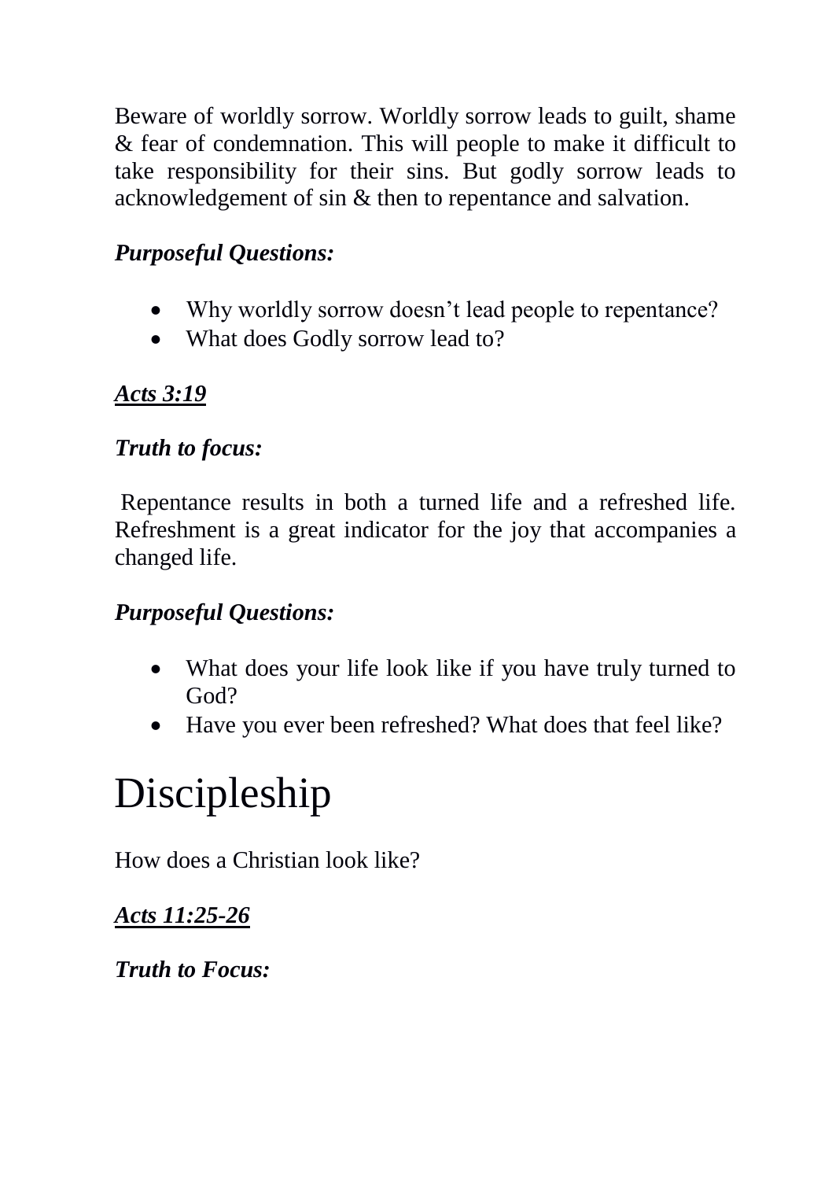Beware of worldly sorrow. Worldly sorrow leads to guilt, shame & fear of condemnation. This will people to make it difficult to take responsibility for their sins. But godly sorrow leads to acknowledgement of sin & then to repentance and salvation.

***Purposeful Questions:***

- Why worldly sorrow doesn't lead people to repentance?
- What does Godly sorrow lead to?

***<u>Acts 3:19</u>***

***Truth to focus:***

Repentance results in both a turned life and a refreshed life. Refreshment is a great indicator for the joy that accompanies a changed life.

***Purposeful Questions:***

- What does your life look like if you have truly turned to God?
- Have you ever been refreshed? What does that feel like?

# Discipleship

How does a Christian look like?

***<u>Acts 11:25-26</u>***

***Truth to Focus:***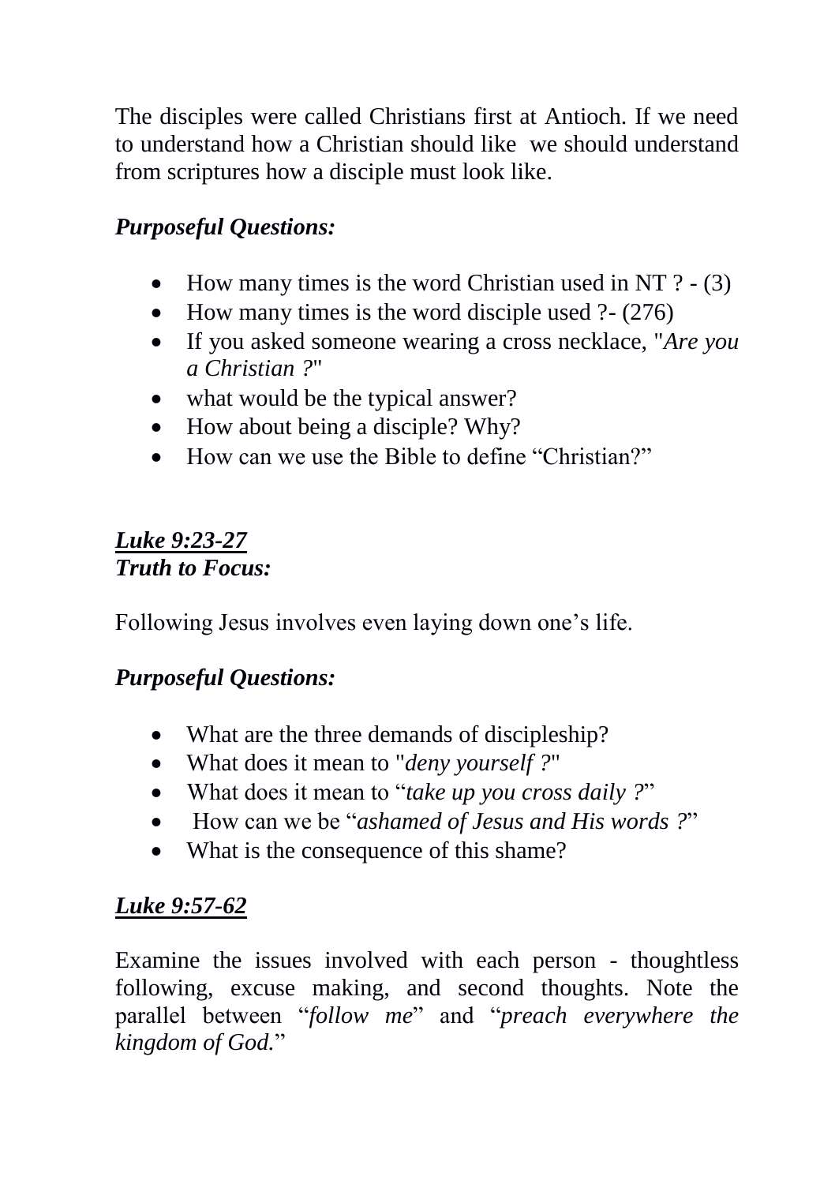The disciples were called Christians first at Antioch. If we need to understand how a Christian should like we should understand from scriptures how a disciple must look like.

***Purposeful Questions:***

- How many times is the word Christian used in NT ? - (3)
- How many times is the word disciple used ?- (276)
- If you asked someone wearing a cross necklace, "*Are you a Christian ?*"
- what would be the typical answer?
- How about being a disciple? Why?
- How can we use the Bible to define "Christian?"

***<u>Luke 9:23-27</u>***
***Truth to Focus:***

Following Jesus involves even laying down one's life.

***Purposeful Questions:***

- What are the three demands of discipleship?
- What does it mean to "*deny yourself ?*"
- What does it mean to "*take up you cross daily ?*"
- How can we be "*ashamed of Jesus and His words ?*"
- What is the consequence of this shame?

***<u>Luke 9:57-62</u>***

Examine the issues involved with each person - thoughtless following, excuse making, and second thoughts. Note the parallel between "*follow me*" and "*preach everywhere the kingdom of God.*"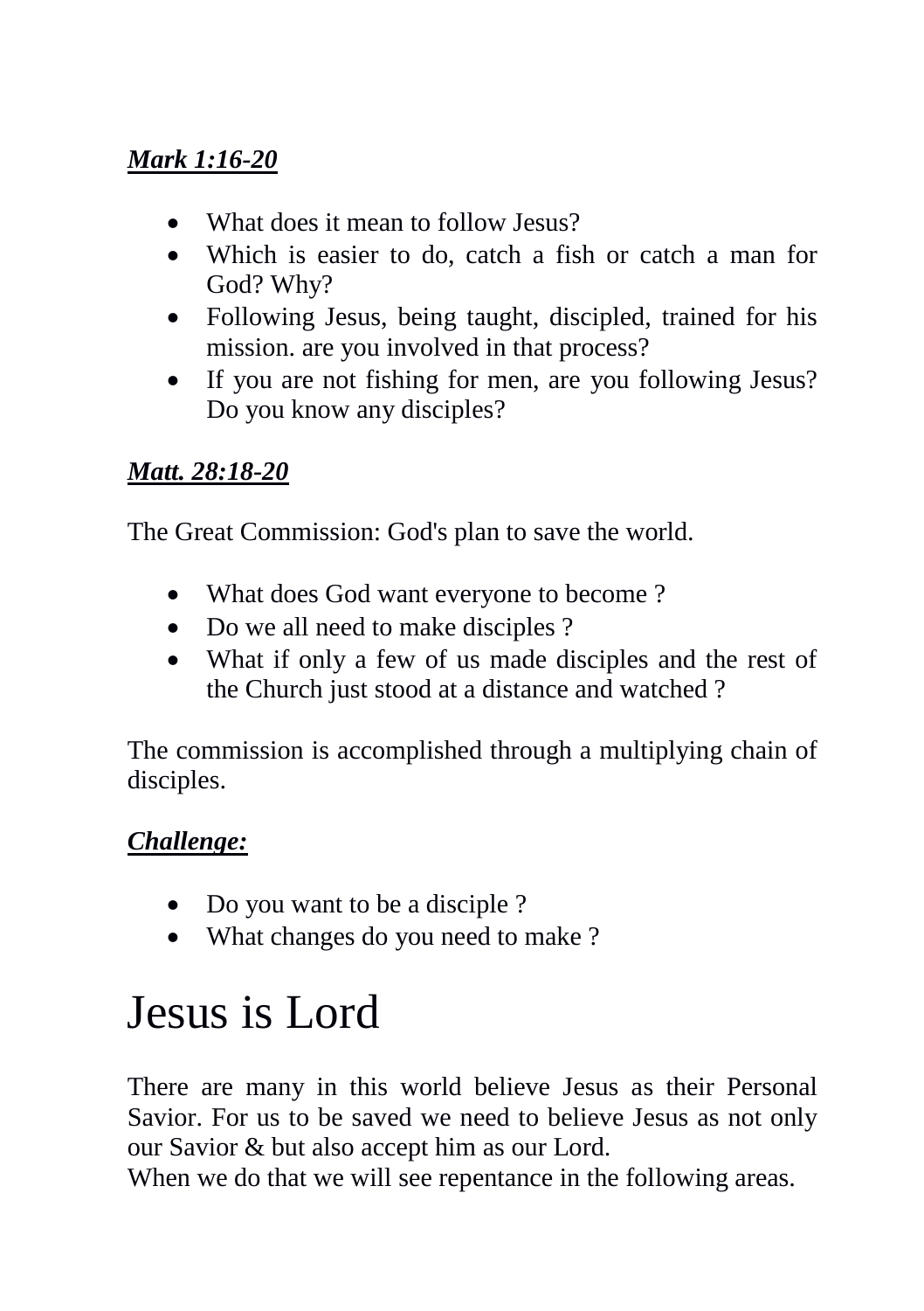***Mark 1:16-20***

- What does it mean to follow Jesus?
- Which is easier to do, catch a fish or catch a man for God? Why?
- Following Jesus, being taught, discipled, trained for his mission. are you involved in that process?
- If you are not fishing for men, are you following Jesus? Do you know any disciples?

***Matt. 28:18-20***

The Great Commission: God's plan to save the world.

- What does God want everyone to become ?
- Do we all need to make disciples ?
- What if only a few of us made disciples and the rest of the Church just stood at a distance and watched ?

The commission is accomplished through a multiplying chain of disciples.

***Challenge:***

- Do you want to be a disciple ?
- What changes do you need to make ?

# Jesus is Lord

There are many in this world believe Jesus as their Personal Savior. For us to be saved we need to believe Jesus as not only our Savior & but also accept him as our Lord.
When we do that we will see repentance in the following areas.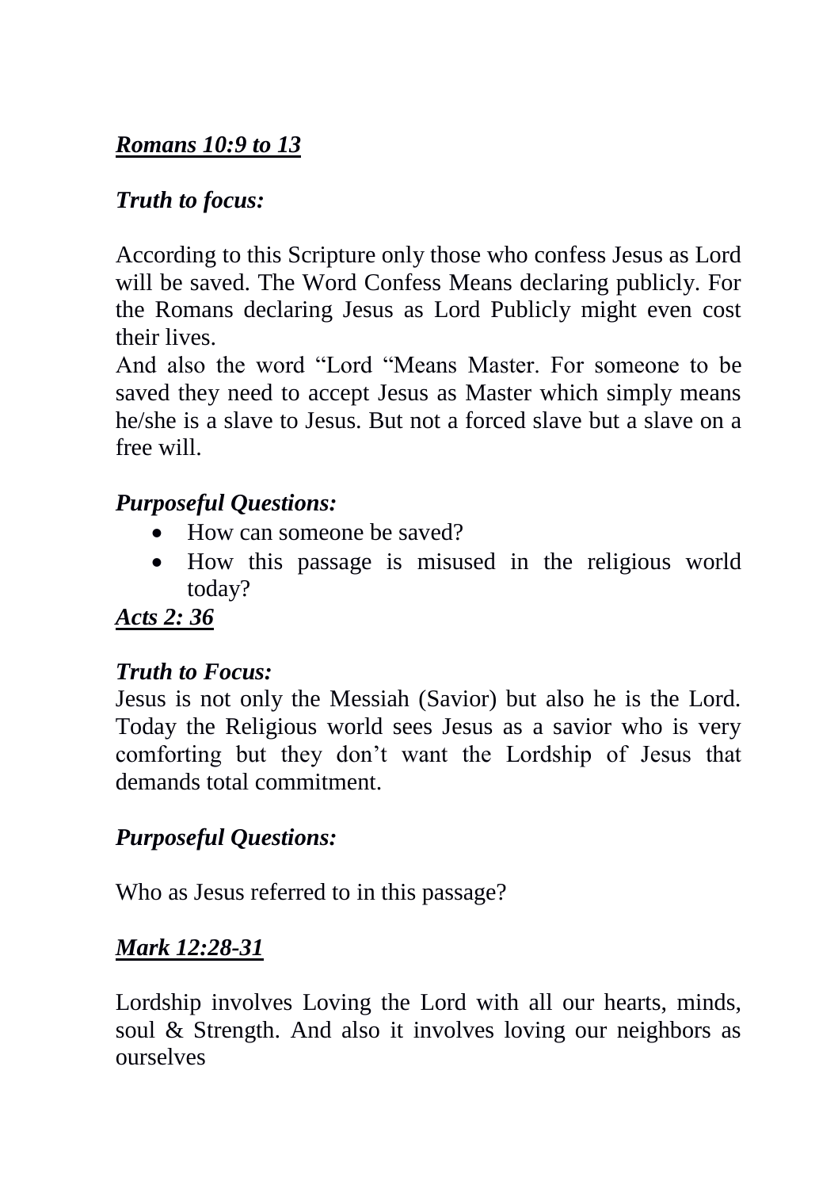***Romans 10:9 to 13***

***Truth to focus:***

According to this Scripture only those who confess Jesus as Lord will be saved. The Word Confess Means declaring publicly. For the Romans declaring Jesus as Lord Publicly might even cost their lives.
And also the word "Lord "Means Master. For someone to be saved they need to accept Jesus as Master which simply means he/she is a slave to Jesus. But not a forced slave but a slave on a free will.

***Purposeful Questions:***

- How can someone be saved?
- How this passage is misused in the religious world today?

***Acts 2: 36***

***Truth to Focus:***

Jesus is not only the Messiah (Savior) but also he is the Lord. Today the Religious world sees Jesus as a savior who is very comforting but they don't want the Lordship of Jesus that demands total commitment.

***Purposeful Questions:***

Who as Jesus referred to in this passage?

***Mark 12:28-31***

Lordship involves Loving the Lord with all our hearts, minds, soul & Strength. And also it involves loving our neighbors as ourselves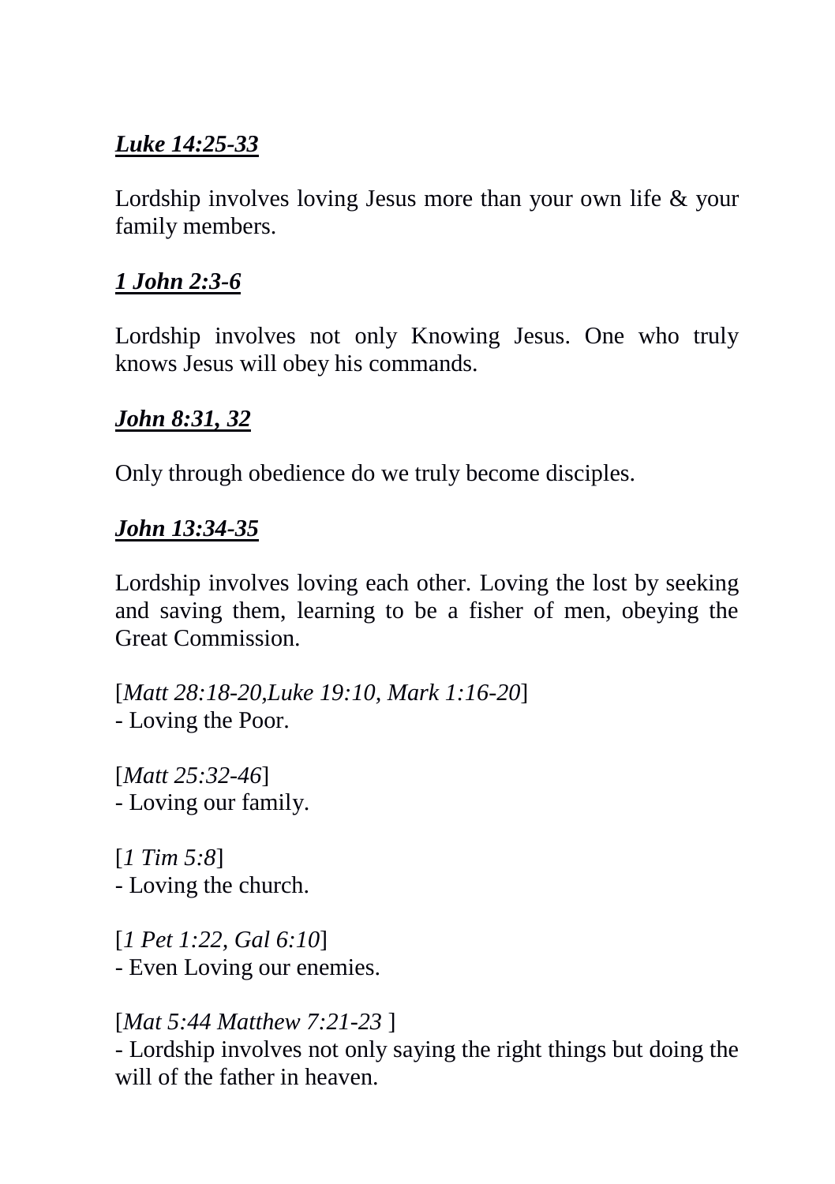***<u>Luke 14:25-33</u>***

Lordship involves loving Jesus more than your own life & your family members.

***<u>1 John 2:3-6</u>***

Lordship involves not only Knowing Jesus. One who truly knows Jesus will obey his commands.

***<u>John 8:31, 32</u>***

Only through obedience do we truly become disciples.

***<u>John 13:34-35</u>***

Lordship involves loving each other. Loving the lost by seeking and saving them, learning to be a fisher of men, obeying the Great Commission.

[*Matt 28:18-20,Luke 19:10, Mark 1:16-20*]
- Loving the Poor.

[*Matt 25:32-46*]
- Loving our family.

[*1 Tim 5:8*]
- Loving the church.

[*1 Pet 1:22, Gal 6:10*]
- Even Loving our enemies.

[*Mat 5:44 Matthew 7:21-23* ]
- Lordship involves not only saying the right things but doing the will of the father in heaven.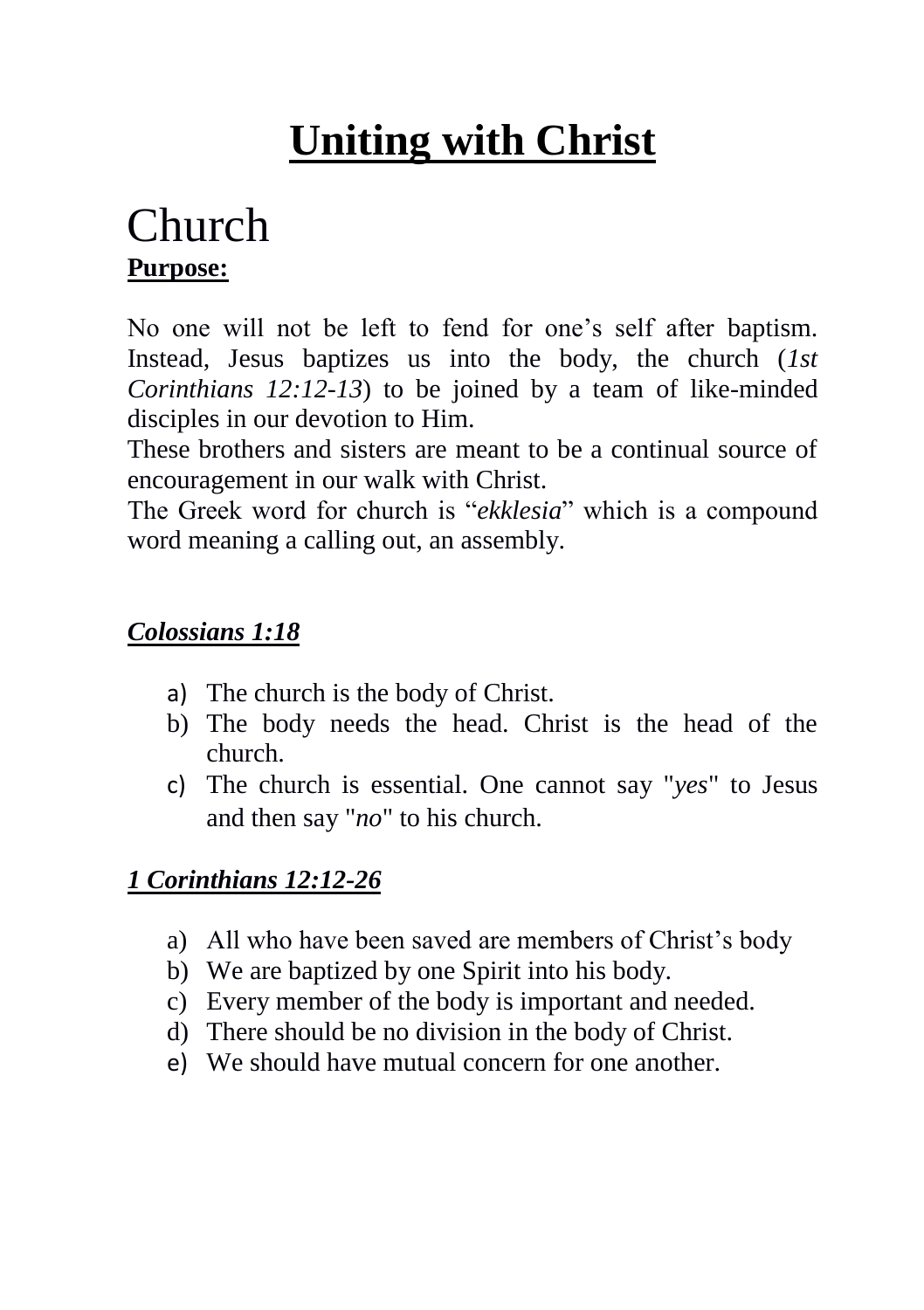# Uniting with Christ

## Church

**Purpose:**

No one will not be left to fend for one's self after baptism. Instead, Jesus baptizes us into the body, the church (*1st Corinthians 12:12-13*) to be joined by a team of like-minded disciples in our devotion to Him.
These brothers and sisters are meant to be a continual source of encouragement in our walk with Christ.
The Greek word for church is "*ekklesia*" which is a compound word meaning a calling out, an assembly.

***Colossians 1:18***

a) The church is the body of Christ.
b) The body needs the head. Christ is the head of the church.
c) The church is essential. One cannot say "*yes*" to Jesus and then say "*no*" to his church.

***1 Corinthians 12:12-26***

a) All who have been saved are members of Christ's body
b) We are baptized by one Spirit into his body.
c) Every member of the body is important and needed.
d) There should be no division in the body of Christ.
e) We should have mutual concern for one another.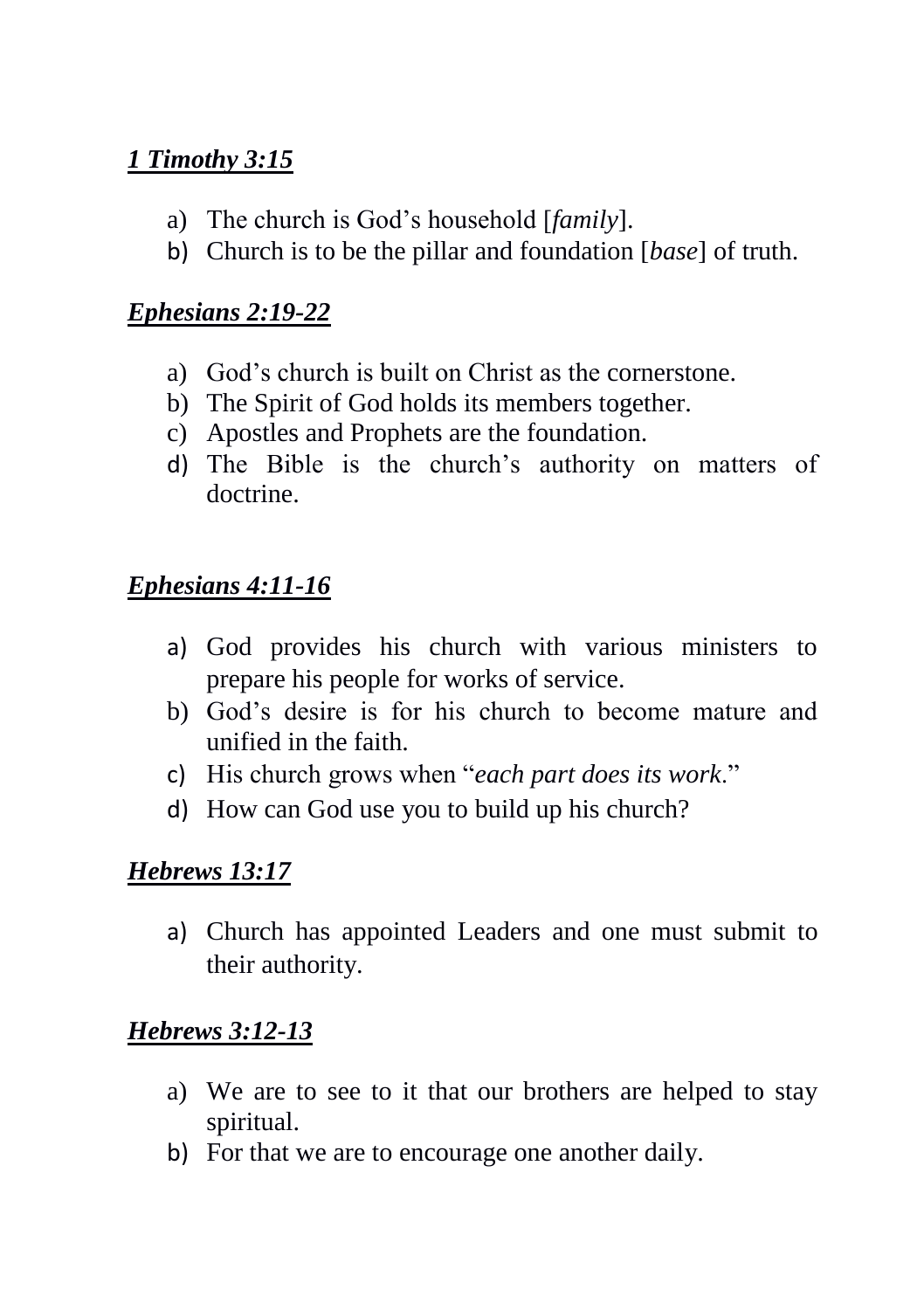***1 Timothy 3:15***

a) The church is God's household [*family*].
b) Church is to be the pillar and foundation [*base*] of truth.

***Ephesians 2:19-22***

a) God's church is built on Christ as the cornerstone.
b) The Spirit of God holds its members together.
c) Apostles and Prophets are the foundation.
d) The Bible is the church's authority on matters of doctrine.

***Ephesians 4:11-16***

a) God provides his church with various ministers to prepare his people for works of service.
b) God's desire is for his church to become mature and unified in the faith.
c) His church grows when "*each part does its work*."
d) How can God use you to build up his church?

***Hebrews 13:17***

a) Church has appointed Leaders and one must submit to their authority.

***Hebrews 3:12-13***

a) We are to see to it that our brothers are helped to stay spiritual.
b) For that we are to encourage one another daily.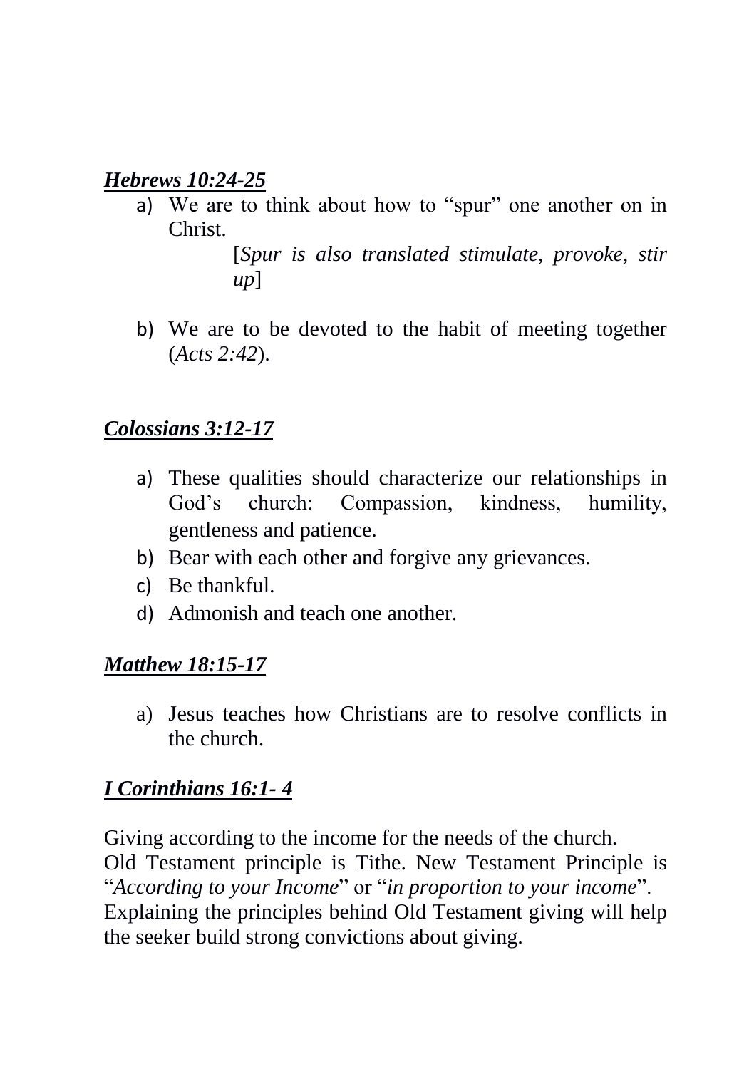***Hebrews 10:24-25***

a) We are to think about how to "spur" one another on in Christ.

   [*Spur is also translated stimulate, provoke, stir up*]

b) We are to be devoted to the habit of meeting together (*Acts 2:42*).

***Colossians 3:12-17***

a) These qualities should characterize our relationships in God's church: Compassion, kindness, humility, gentleness and patience.
b) Bear with each other and forgive any grievances.
c) Be thankful.
d) Admonish and teach one another.

***Matthew 18:15-17***

a) Jesus teaches how Christians are to resolve conflicts in the church.

***I Corinthians 16:1- 4***

Giving according to the income for the needs of the church.
Old Testament principle is Tithe. New Testament Principle is "*According to your Income*" or "*in proportion to your income*".
Explaining the principles behind Old Testament giving will help the seeker build strong convictions about giving.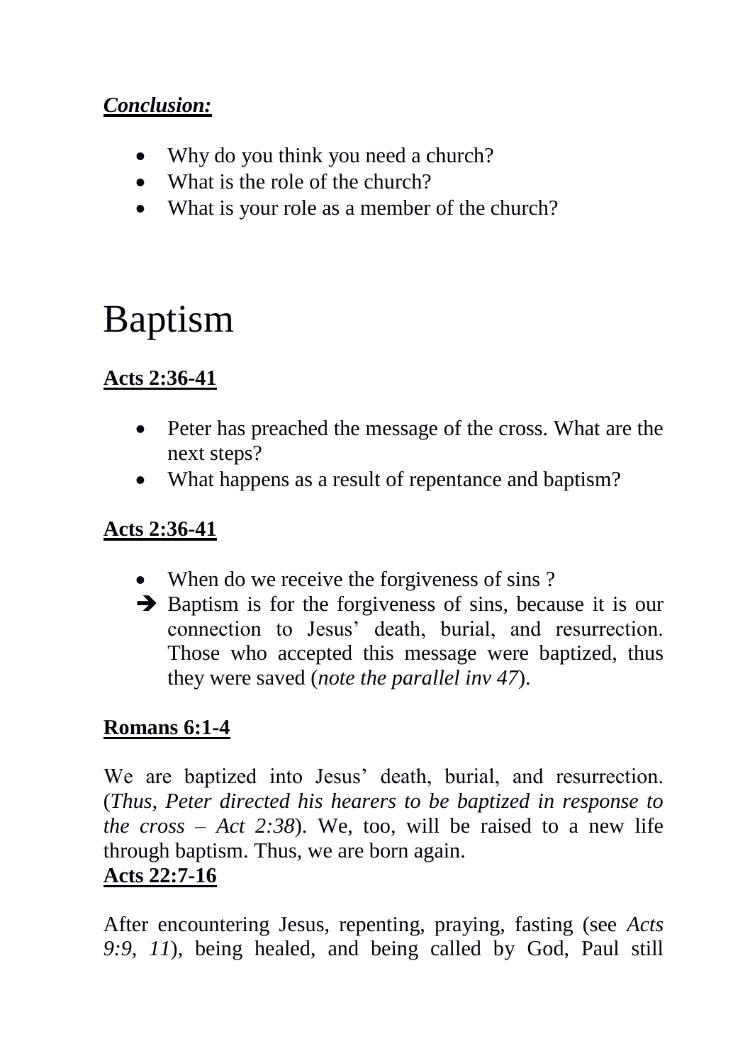***Conclusion:***

- Why do you think you need a church?
- What is the role of the church?
- What is your role as a member of the church?

# Baptism

**Acts 2:36-41**

- Peter has preached the message of the cross. What are the next steps?
- What happens as a result of repentance and baptism?

**Acts 2:36-41**

- When do we receive the forgiveness of sins ?

➔ Baptism is for the forgiveness of sins, because it is our connection to Jesus' death, burial, and resurrection. Those who accepted this message were baptized, thus they were saved (*note the parallel inv 47*).

**Romans 6:1-4**

We are baptized into Jesus' death, burial, and resurrection. (*Thus, Peter directed his hearers to be baptized in response to the cross – Act 2:38*). We, too, will be raised to a new life through baptism. Thus, we are born again.

**Acts 22:7-16**

After encountering Jesus, repenting, praying, fasting (see *Acts 9:9, 11*), being healed, and being called by God, Paul still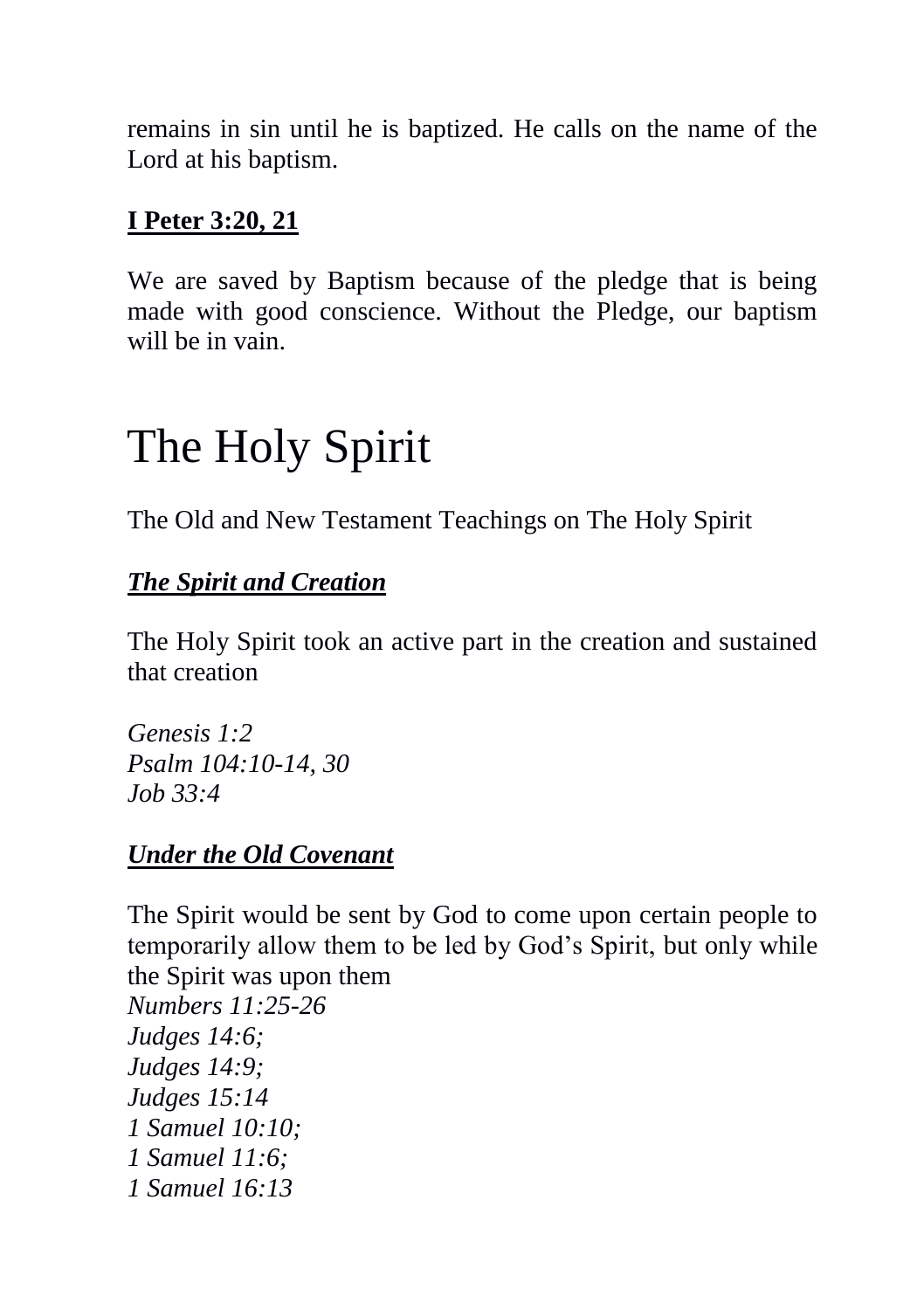remains in sin until he is baptized. He calls on the name of the Lord at his baptism.

**I Peter 3:20, 21**

We are saved by Baptism because of the pledge that is being made with good conscience. Without the Pledge, our baptism will be in vain.

# The Holy Spirit

The Old and New Testament Teachings on The Holy Spirit

***The Spirit and Creation***

The Holy Spirit took an active part in the creation and sustained that creation

*Genesis 1:2*
*Psalm 104:10-14, 30*
*Job 33:4*

***Under the Old Covenant***

The Spirit would be sent by God to come upon certain people to temporarily allow them to be led by God's Spirit, but only while the Spirit was upon them
*Numbers 11:25-26*
*Judges 14:6;*
*Judges 14:9;*
*Judges 15:14*
*1 Samuel 10:10;*
*1 Samuel 11:6;*
*1 Samuel 16:13*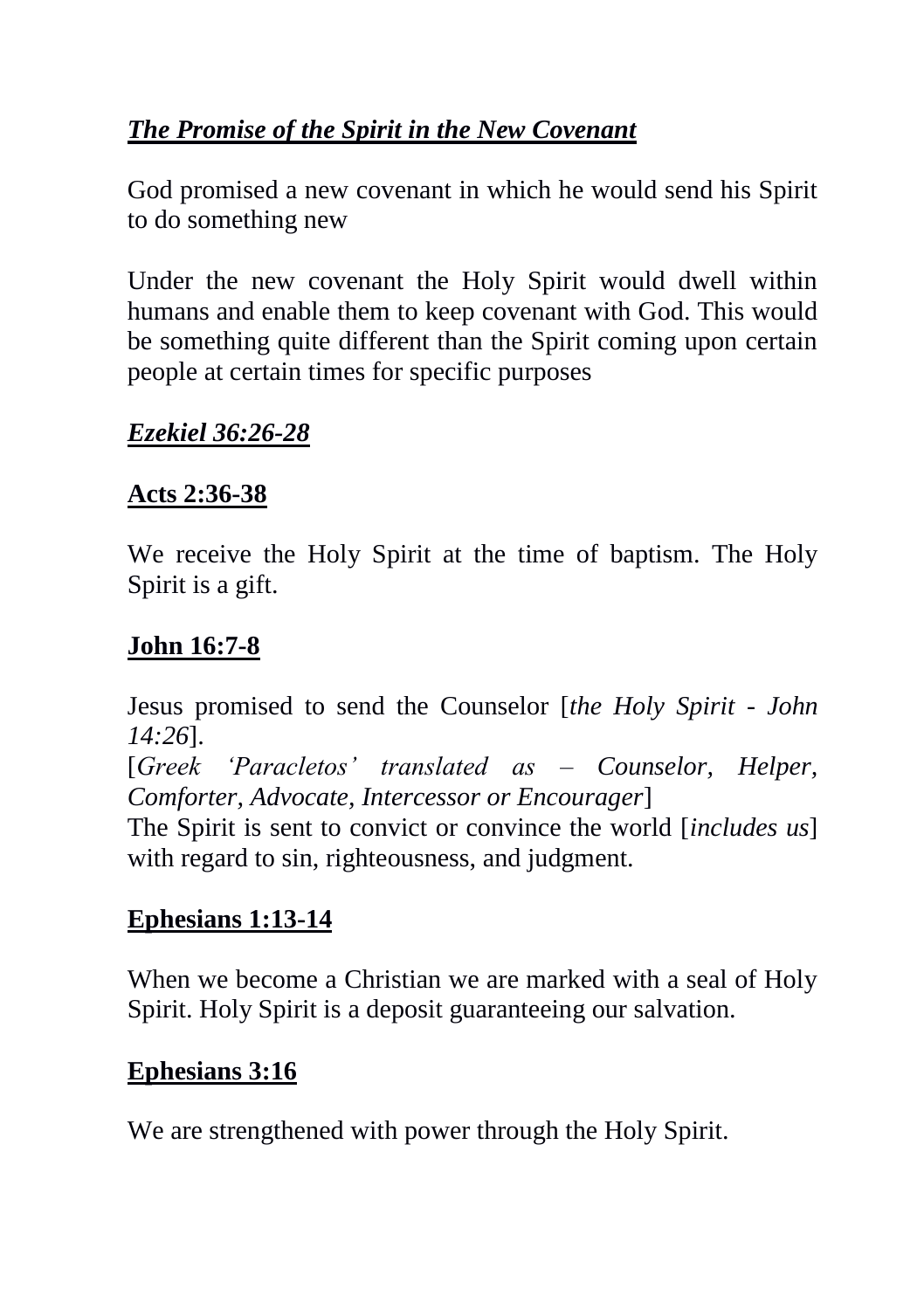## ***The Promise of the Spirit in the New Covenant***

God promised a new covenant in which he would send his Spirit to do something new

Under the new covenant the Holy Spirit would dwell within humans and enable them to keep covenant with God. This would be something quite different than the Spirit coming upon certain people at certain times for specific purposes

### ***Ezekiel 36:26-28***

### **Acts 2:36-38**

We receive the Holy Spirit at the time of baptism. The Holy Spirit is a gift.

### **John 16:7-8**

Jesus promised to send the Counselor [*the Holy Spirit - John 14:26*].
[*Greek 'Paracletos' translated as – Counselor, Helper, Comforter, Advocate, Intercessor or Encourager*]
The Spirit is sent to convict or convince the world [*includes us*] with regard to sin, righteousness, and judgment.

### **Ephesians 1:13-14**

When we become a Christian we are marked with a seal of Holy Spirit. Holy Spirit is a deposit guaranteeing our salvation.

### **Ephesians 3:16**

We are strengthened with power through the Holy Spirit.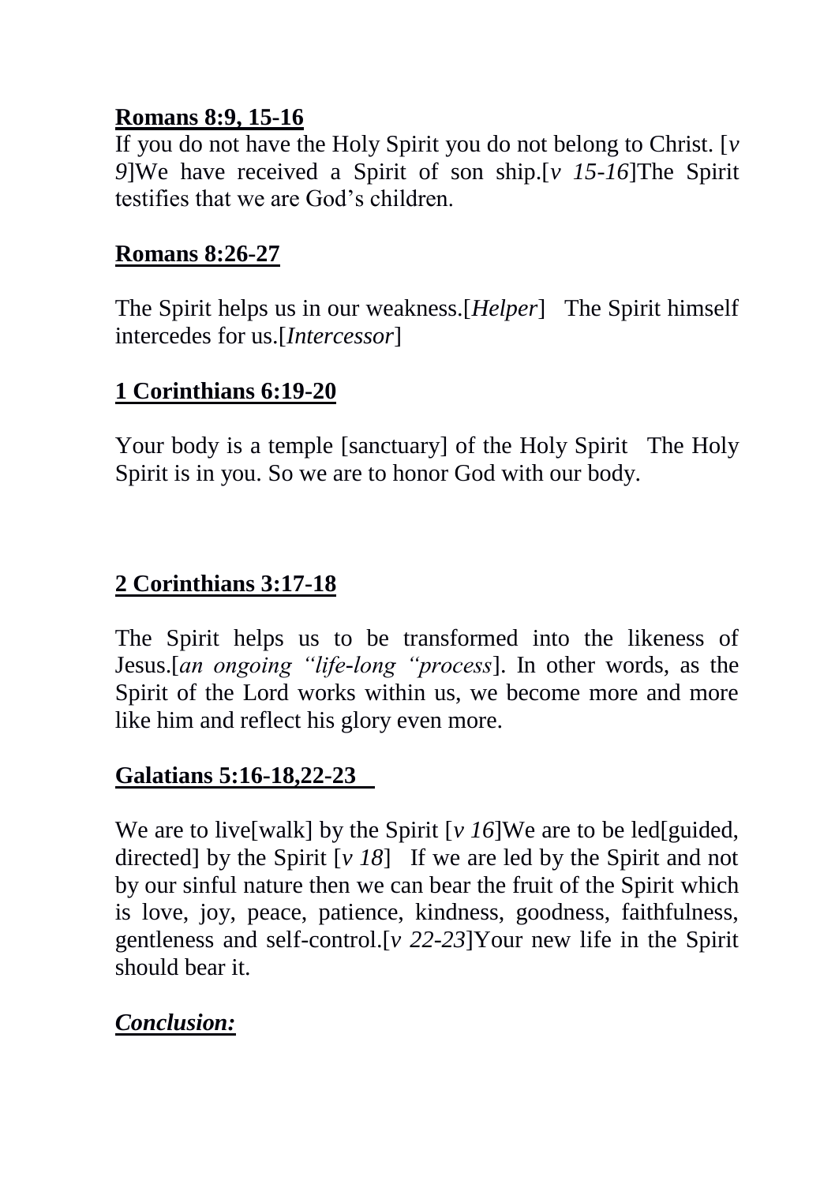**Romans 8:9, 15-16**

If you do not have the Holy Spirit you do not belong to Christ. [*v 9*]We have received a Spirit of son ship.[*v 15-16*]The Spirit testifies that we are God's children.

**Romans 8:26-27**

The Spirit helps us in our weakness.[*Helper*] The Spirit himself intercedes for us.[*Intercessor*]

**1 Corinthians 6:19-20**

Your body is a temple [sanctuary] of the Holy Spirit The Holy Spirit is in you. So we are to honor God with our body.

**2 Corinthians 3:17-18**

The Spirit helps us to be transformed into the likeness of Jesus.[*an ongoing "life-long "process*]. In other words, as the Spirit of the Lord works within us, we become more and more like him and reflect his glory even more.

**Galatians 5:16-18,22-23**

We are to live[walk] by the Spirit [*v 16*]We are to be led[guided, directed] by the Spirit [*v 18*] If we are led by the Spirit and not by our sinful nature then we can bear the fruit of the Spirit which is love, joy, peace, patience, kindness, goodness, faithfulness, gentleness and self-control.[*v 22-23*]Your new life in the Spirit should bear it.

***Conclusion:***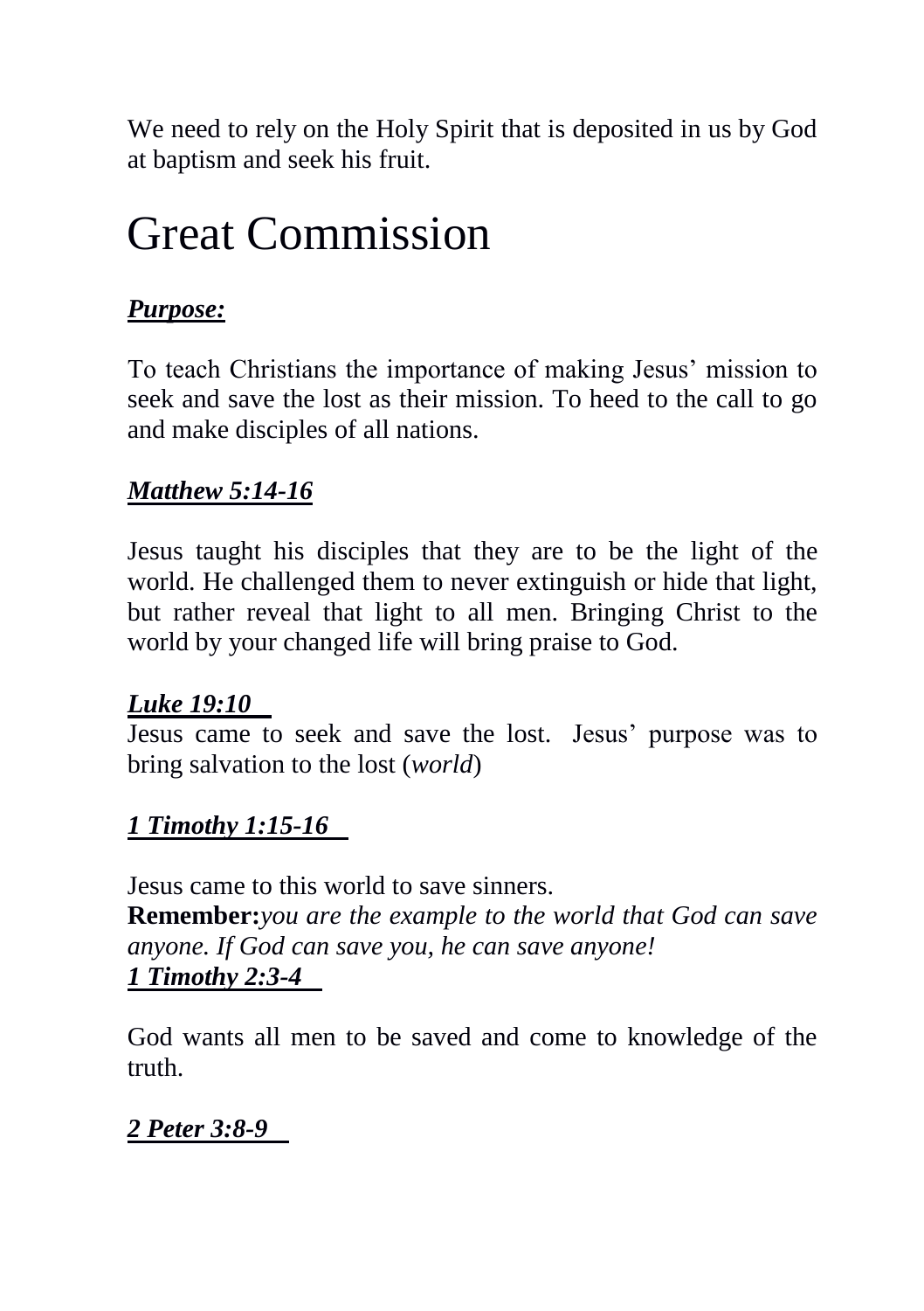We need to rely on the Holy Spirit that is deposited in us by God at baptism and seek his fruit.

# Great Commission

***Purpose:***

To teach Christians the importance of making Jesus' mission to seek and save the lost as their mission. To heed to the call to go and make disciples of all nations.

***Matthew 5:14-16***

Jesus taught his disciples that they are to be the light of the world. He challenged them to never extinguish or hide that light, but rather reveal that light to all men. Bringing Christ to the world by your changed life will bring praise to God.

***Luke 19:10***

Jesus came to seek and save the lost. Jesus' purpose was to bring salvation to the lost (*world*)

***1 Timothy 1:15-16***

Jesus came to this world to save sinners.

**Remember:** *you are the example to the world that God can save anyone. If God can save you, he can save anyone!*

***1 Timothy 2:3-4***

God wants all men to be saved and come to knowledge of the truth.

***2 Peter 3:8-9***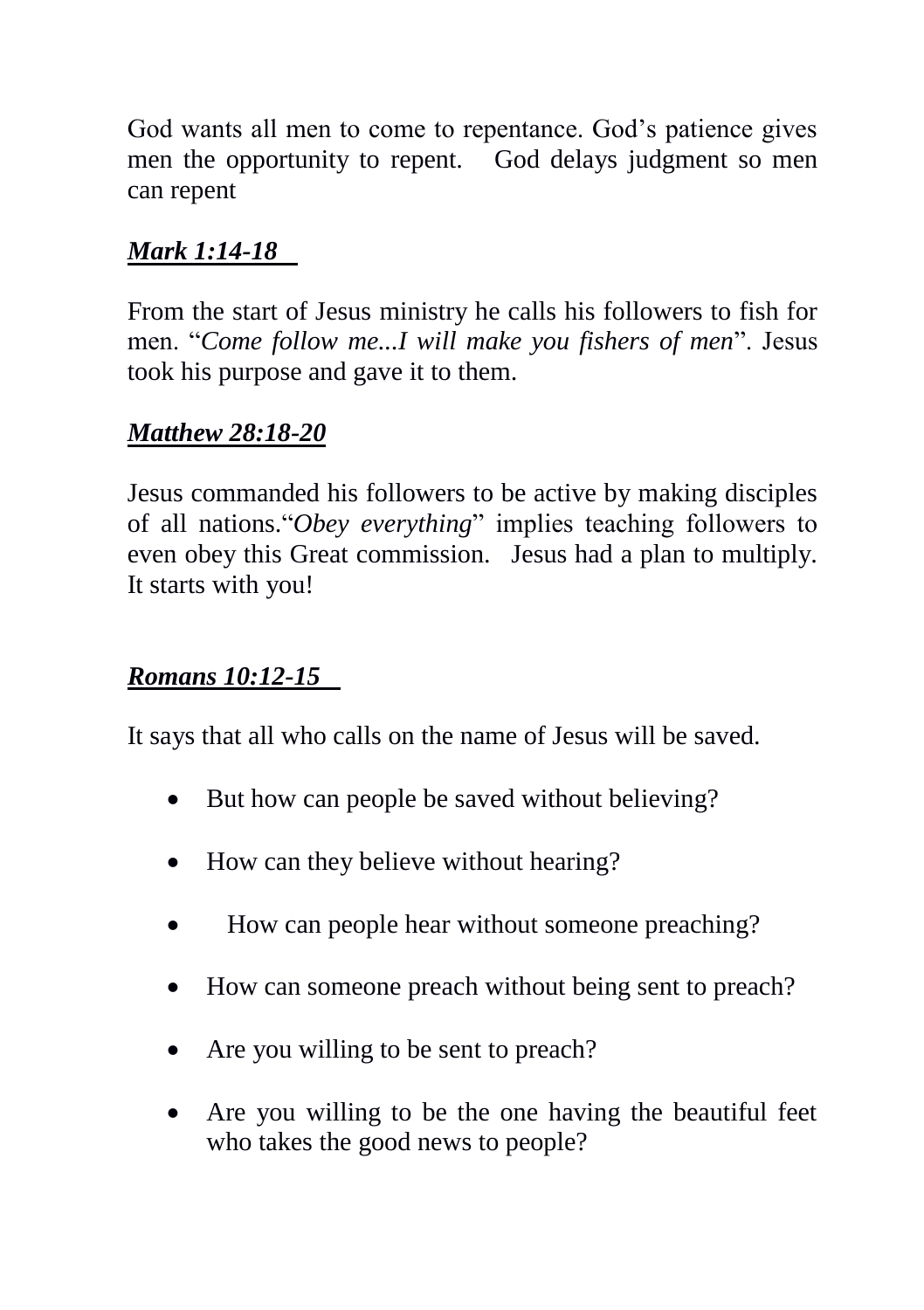God wants all men to come to repentance. God's patience gives men the opportunity to repent. God delays judgment so men can repent

***Mark 1:14-18***

From the start of Jesus ministry he calls his followers to fish for men. "*Come follow me...I will make you fishers of men*". Jesus took his purpose and gave it to them.

***Matthew 28:18-20***

Jesus commanded his followers to be active by making disciples of all nations."*Obey everything*" implies teaching followers to even obey this Great commission. Jesus had a plan to multiply. It starts with you!

***Romans 10:12-15***

It says that all who calls on the name of Jesus will be saved.

- But how can people be saved without believing?
- How can they believe without hearing?
- How can people hear without someone preaching?
- How can someone preach without being sent to preach?
- Are you willing to be sent to preach?
- Are you willing to be the one having the beautiful feet who takes the good news to people?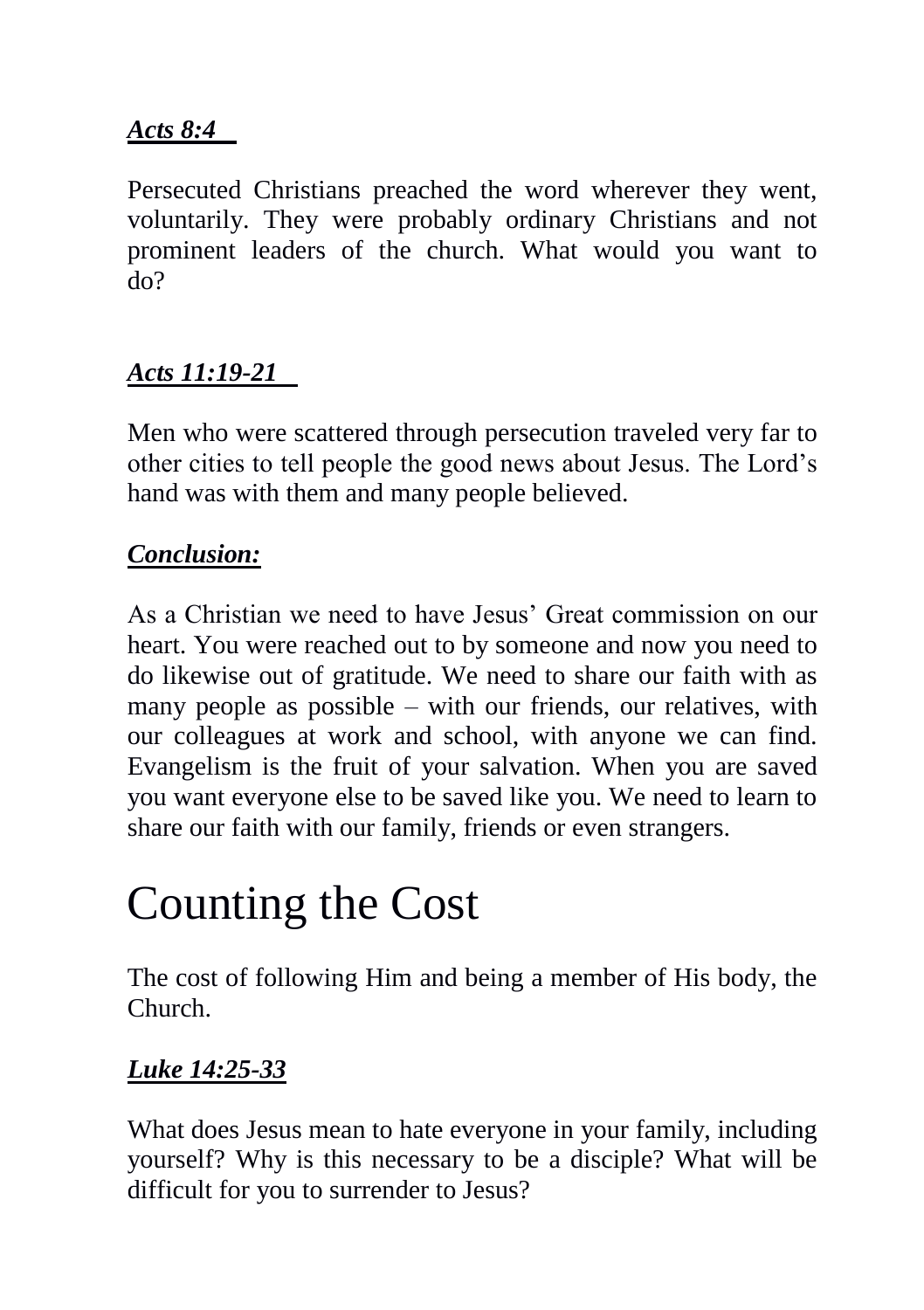***Acts 8:4***

Persecuted Christians preached the word wherever they went, voluntarily. They were probably ordinary Christians and not prominent leaders of the church. What would you want to do?

***Acts 11:19-21***

Men who were scattered through persecution traveled very far to other cities to tell people the good news about Jesus. The Lord's hand was with them and many people believed.

***Conclusion:***

As a Christian we need to have Jesus' Great commission on our heart. You were reached out to by someone and now you need to do likewise out of gratitude. We need to share our faith with as many people as possible – with our friends, our relatives, with our colleagues at work and school, with anyone we can find. Evangelism is the fruit of your salvation. When you are saved you want everyone else to be saved like you. We need to learn to share our faith with our family, friends or even strangers.

# Counting the Cost

The cost of following Him and being a member of His body, the Church.

***Luke 14:25-33***

What does Jesus mean to hate everyone in your family, including yourself? Why is this necessary to be a disciple? What will be difficult for you to surrender to Jesus?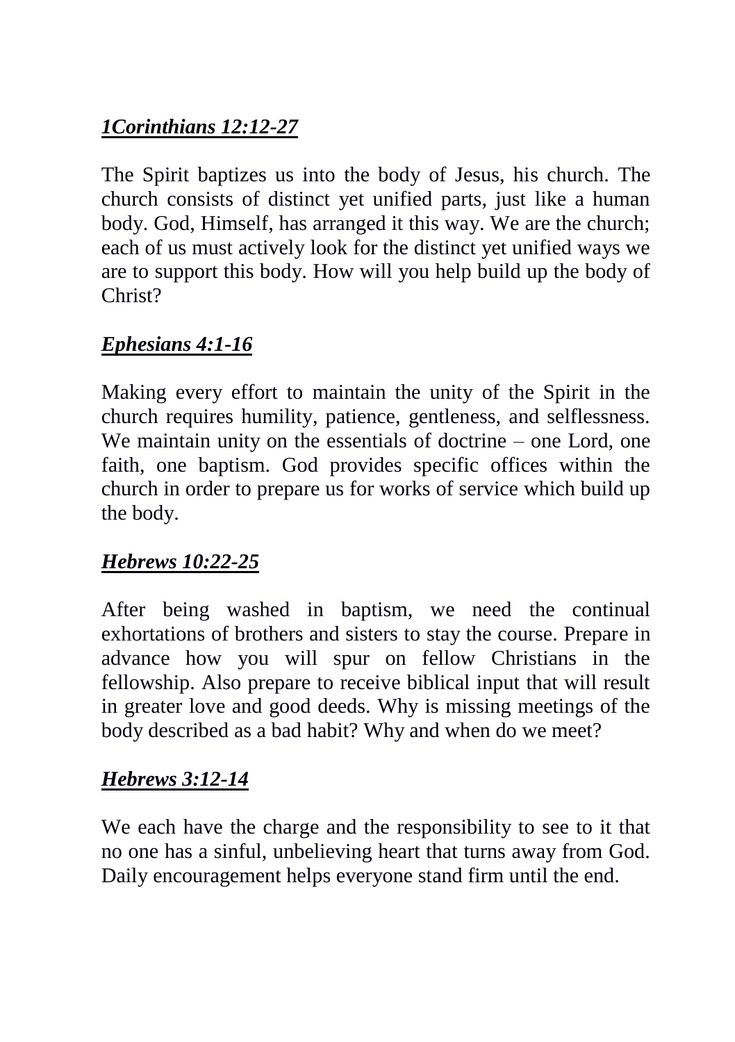***1Corinthians 12:12-27***

The Spirit baptizes us into the body of Jesus, his church. The church consists of distinct yet unified parts, just like a human body. God, Himself, has arranged it this way. We are the church; each of us must actively look for the distinct yet unified ways we are to support this body. How will you help build up the body of Christ?

***Ephesians 4:1-16***

Making every effort to maintain the unity of the Spirit in the church requires humility, patience, gentleness, and selflessness. We maintain unity on the essentials of doctrine – one Lord, one faith, one baptism. God provides specific offices within the church in order to prepare us for works of service which build up the body.

***Hebrews 10:22-25***

After being washed in baptism, we need the continual exhortations of brothers and sisters to stay the course. Prepare in advance how you will spur on fellow Christians in the fellowship. Also prepare to receive biblical input that will result in greater love and good deeds. Why is missing meetings of the body described as a bad habit? Why and when do we meet?

***Hebrews 3:12-14***

We each have the charge and the responsibility to see to it that no one has a sinful, unbelieving heart that turns away from God. Daily encouragement helps everyone stand firm until the end.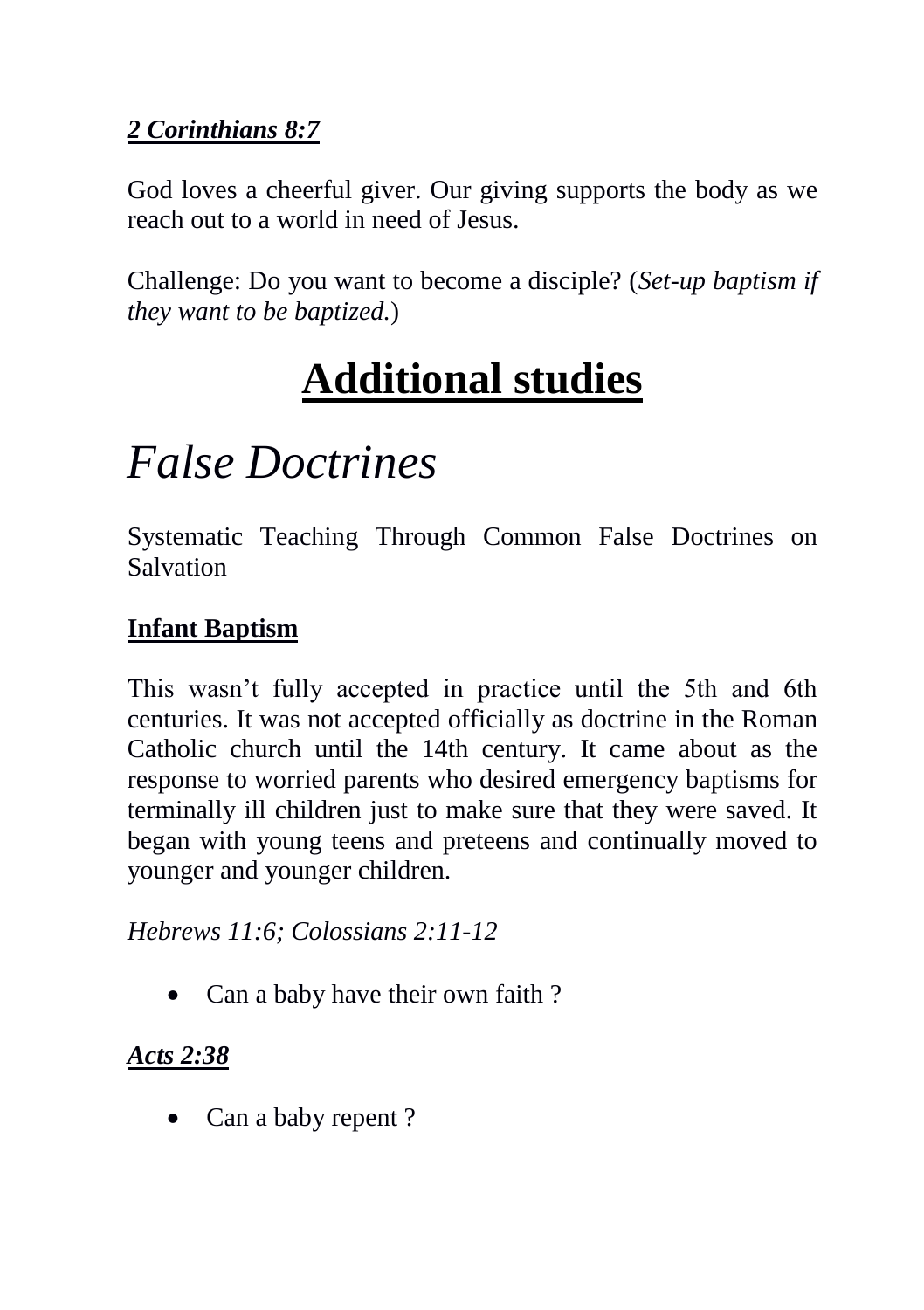***2 Corinthians 8:7***

God loves a cheerful giver. Our giving supports the body as we reach out to a world in need of Jesus.

Challenge: Do you want to become a disciple? (*Set-up baptism if they want to be baptized.*)

# Additional studies

## *False Doctrines*

Systematic Teaching Through Common False Doctrines on Salvation

### Infant Baptism

This wasn't fully accepted in practice until the 5th and 6th centuries. It was not accepted officially as doctrine in the Roman Catholic church until the 14th century. It came about as the response to worried parents who desired emergency baptisms for terminally ill children just to make sure that they were saved. It began with young teens and preteens and continually moved to younger and younger children.

*Hebrews 11:6; Colossians 2:11-12*

- Can a baby have their own faith ?

***Acts 2:38***

- Can a baby repent ?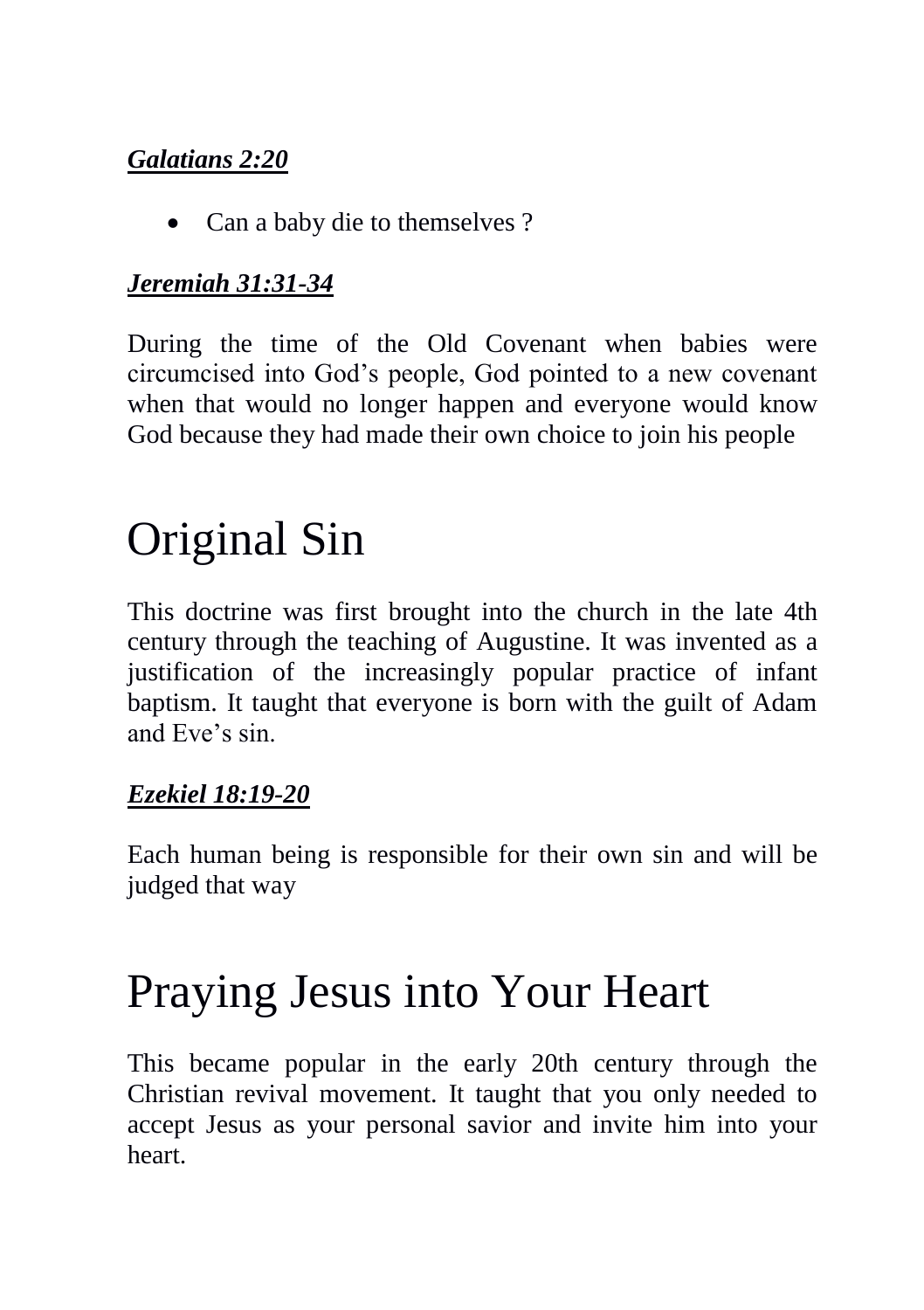***Galatians 2:20***

- Can a baby die to themselves ?

***Jeremiah 31:31-34***

During the time of the Old Covenant when babies were circumcised into God's people, God pointed to a new covenant when that would no longer happen and everyone would know God because they had made their own choice to join his people

# Original Sin

This doctrine was first brought into the church in the late 4th century through the teaching of Augustine. It was invented as a justification of the increasingly popular practice of infant baptism. It taught that everyone is born with the guilt of Adam and Eve's sin.

***Ezekiel 18:19-20***

Each human being is responsible for their own sin and will be judged that way

# Praying Jesus into Your Heart

This became popular in the early 20th century through the Christian revival movement. It taught that you only needed to accept Jesus as your personal savior and invite him into your heart.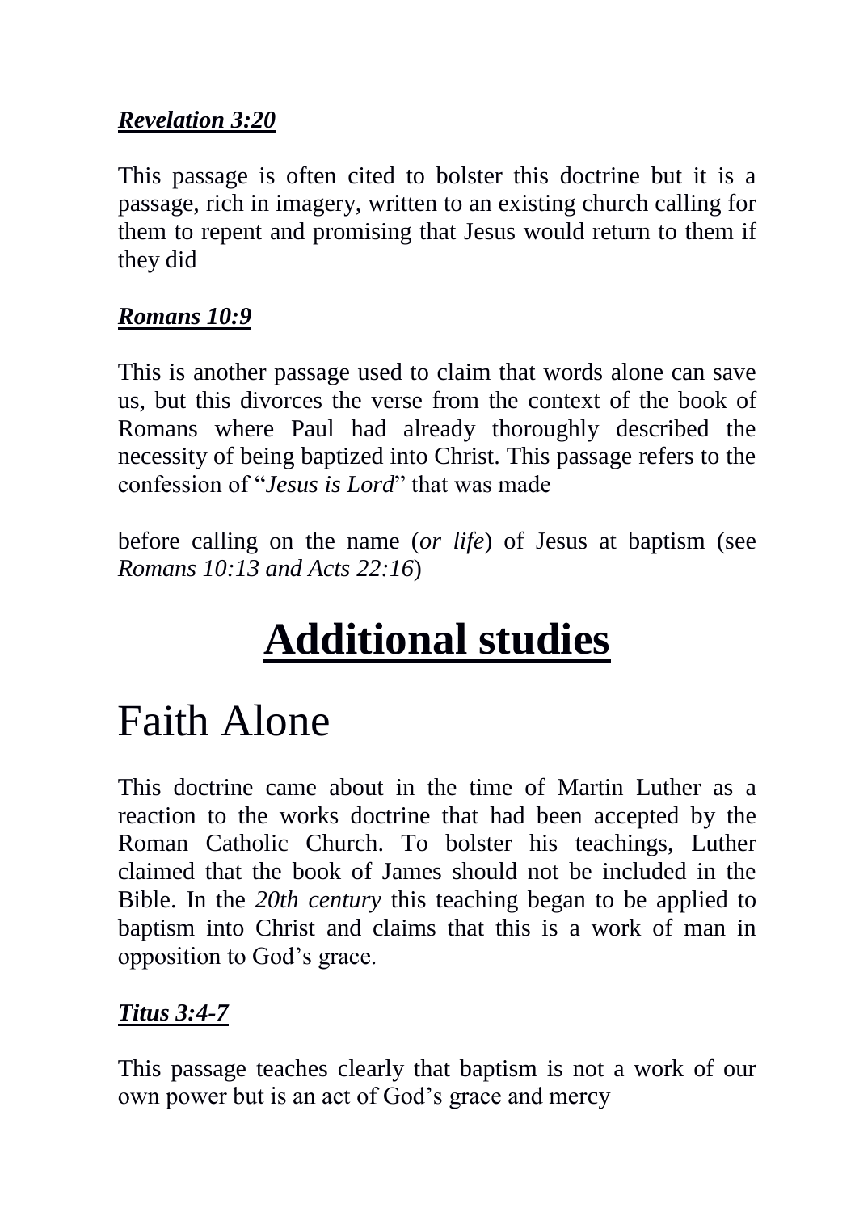***Revelation 3:20***

This passage is often cited to bolster this doctrine but it is a passage, rich in imagery, written to an existing church calling for them to repent and promising that Jesus would return to them if they did

***Romans 10:9***

This is another passage used to claim that words alone can save us, but this divorces the verse from the context of the book of Romans where Paul had already thoroughly described the necessity of being baptized into Christ. This passage refers to the confession of "*Jesus is Lord*" that was made

before calling on the name (*or life*) of Jesus at baptism (see *Romans 10:13 and Acts 22:16*)

# Additional studies

## Faith Alone

This doctrine came about in the time of Martin Luther as a reaction to the works doctrine that had been accepted by the Roman Catholic Church. To bolster his teachings, Luther claimed that the book of James should not be included in the Bible. In the *20th century* this teaching began to be applied to baptism into Christ and claims that this is a work of man in opposition to God's grace.

***Titus 3:4-7***

This passage teaches clearly that baptism is not a work of our own power but is an act of God's grace and mercy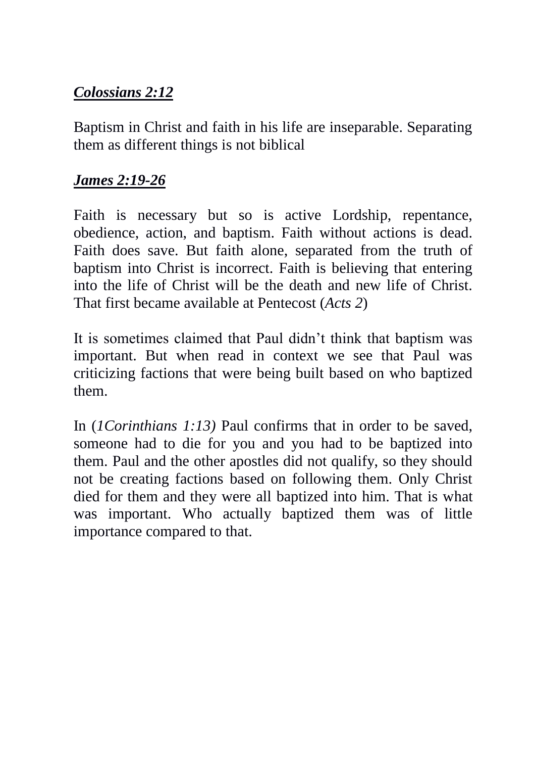***Colossians 2:12***

Baptism in Christ and faith in his life are inseparable. Separating them as different things is not biblical

***James 2:19-26***

Faith is necessary but so is active Lordship, repentance, obedience, action, and baptism. Faith without actions is dead. Faith does save. But faith alone, separated from the truth of baptism into Christ is incorrect. Faith is believing that entering into the life of Christ will be the death and new life of Christ. That first became available at Pentecost (*Acts 2*)

It is sometimes claimed that Paul didn't think that baptism was important. But when read in context we see that Paul was criticizing factions that were being built based on who baptized them.

In (*1Corinthians 1:13)* Paul confirms that in order to be saved, someone had to die for you and you had to be baptized into them. Paul and the other apostles did not qualify, so they should not be creating factions based on following them. Only Christ died for them and they were all baptized into him. That is what was important. Who actually baptized them was of little importance compared to that.